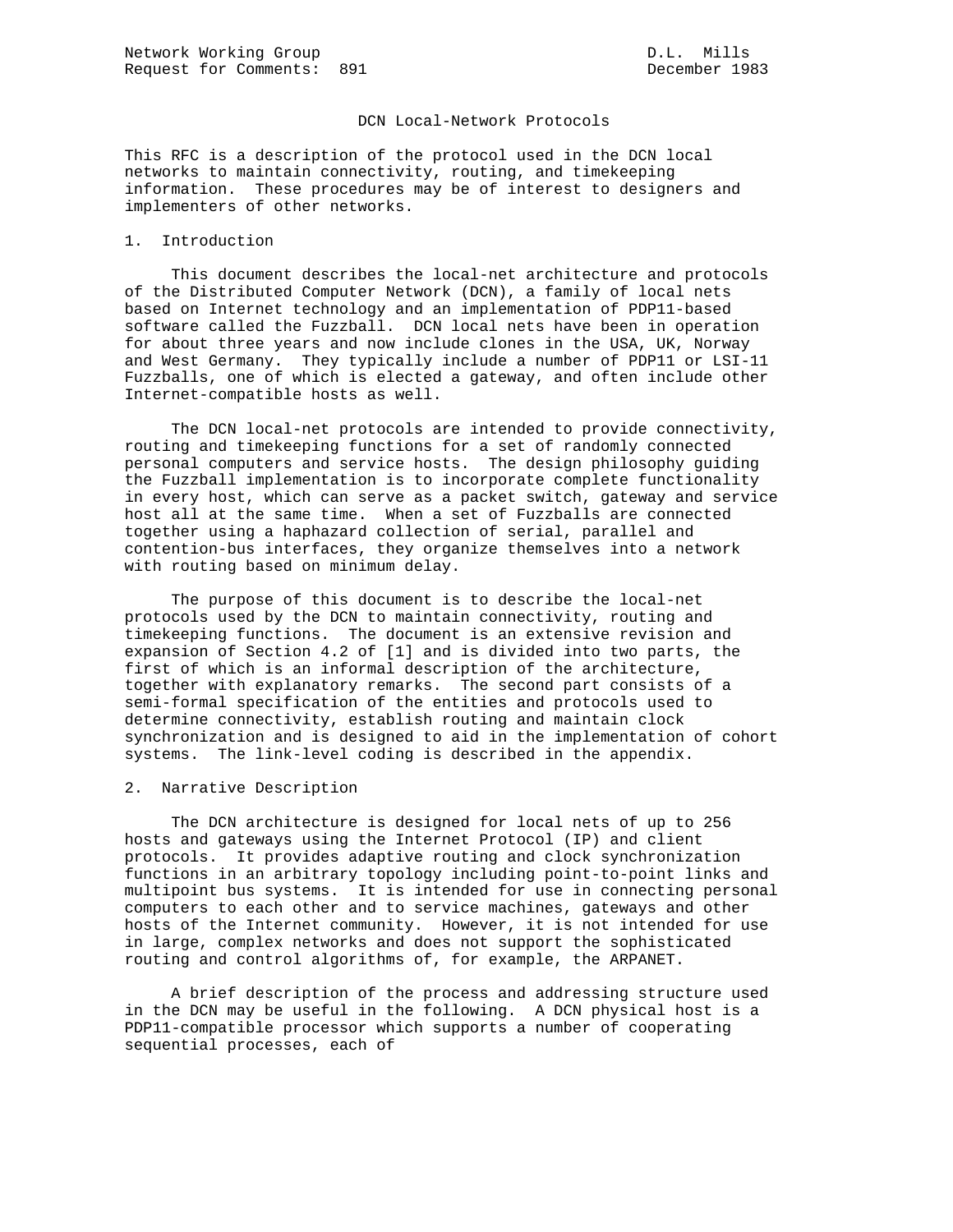Network Working Group D.L. Mills
Request for Comments: 891 December 1983

# DCN Local-Network Protocols

This RFC is a description of the protocol used in the DCN local networks to maintain connectivity, routing, and timekeeping information. These procedures may be of interest to designers and implementers of other networks.

## 1. Introduction

This document describes the local-net architecture and protocols of the Distributed Computer Network (DCN), a family of local nets based on Internet technology and an implementation of PDP11-based software called the Fuzzball. DCN local nets have been in operation for about three years and now include clones in the USA, UK, Norway and West Germany. They typically include a number of PDP11 or LSI-11 Fuzzballs, one of which is elected a gateway, and often include other Internet-compatible hosts as well.

The DCN local-net protocols are intended to provide connectivity, routing and timekeeping functions for a set of randomly connected personal computers and service hosts. The design philosophy guiding the Fuzzball implementation is to incorporate complete functionality in every host, which can serve as a packet switch, gateway and service host all at the same time. When a set of Fuzzballs are connected together using a haphazard collection of serial, parallel and contention-bus interfaces, they organize themselves into a network with routing based on minimum delay.

The purpose of this document is to describe the local-net protocols used by the DCN to maintain connectivity, routing and timekeeping functions. The document is an extensive revision and expansion of Section 4.2 of [1] and is divided into two parts, the first of which is an informal description of the architecture, together with explanatory remarks. The second part consists of a semi-formal specification of the entities and protocols used to determine connectivity, establish routing and maintain clock synchronization and is designed to aid in the implementation of cohort systems. The link-level coding is described in the appendix.

## 2. Narrative Description

The DCN architecture is designed for local nets of up to 256 hosts and gateways using the Internet Protocol (IP) and client protocols. It provides adaptive routing and clock synchronization functions in an arbitrary topology including point-to-point links and multipoint bus systems. It is intended for use in connecting personal computers to each other and to service machines, gateways and other hosts of the Internet community. However, it is not intended for use in large, complex networks and does not support the sophisticated routing and control algorithms of, for example, the ARPANET.

A brief description of the process and addressing structure used in the DCN may be useful in the following. A DCN physical host is a PDP11-compatible processor which supports a number of cooperating sequential processes, each of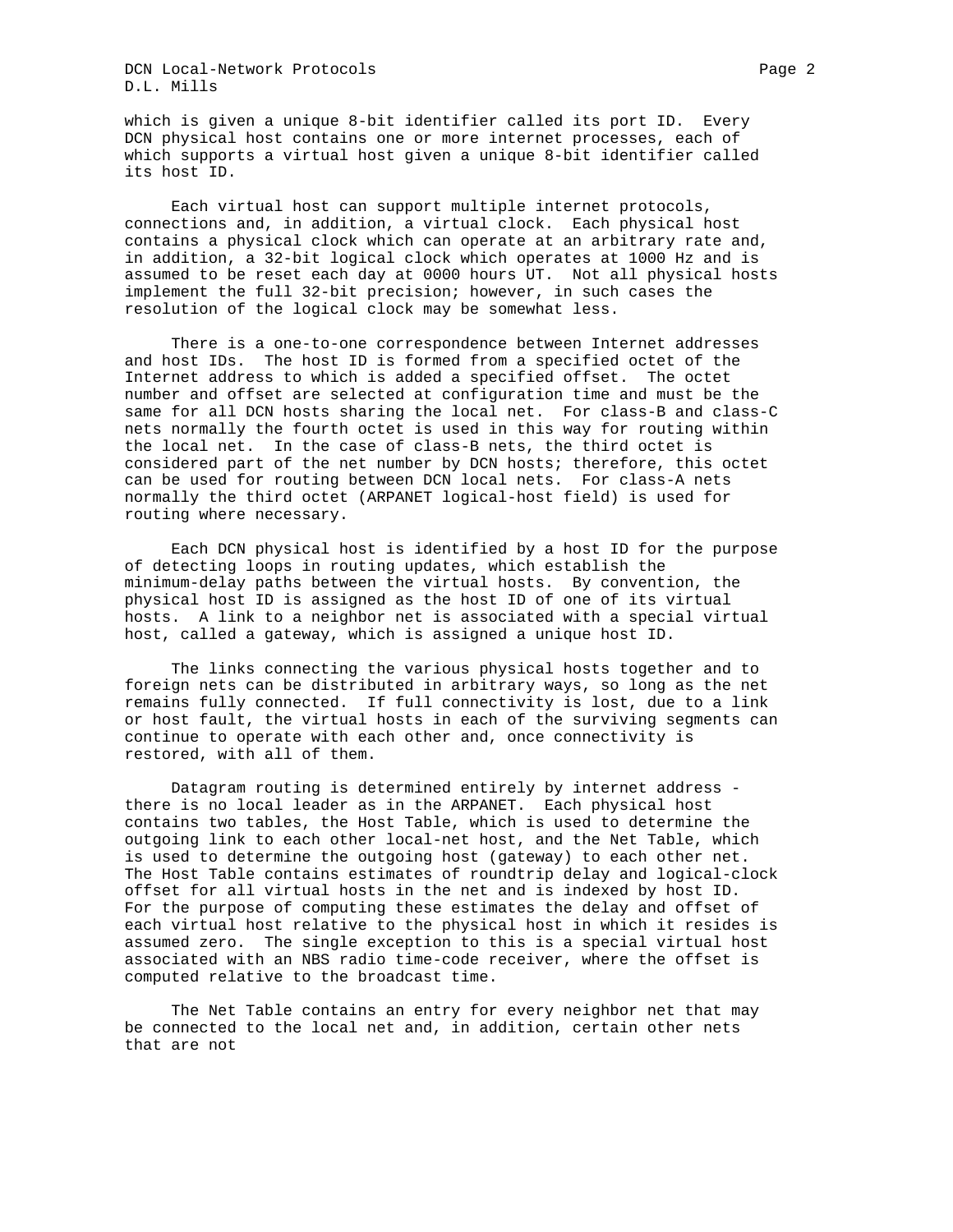which is given a unique 8-bit identifier called its port ID. Every DCN physical host contains one or more internet processes, each of which supports a virtual host given a unique 8-bit identifier called its host ID.

Each virtual host can support multiple internet protocols, connections and, in addition, a virtual clock. Each physical host contains a physical clock which can operate at an arbitrary rate and, in addition, a 32-bit logical clock which operates at 1000 Hz and is assumed to be reset each day at 0000 hours UT. Not all physical hosts implement the full 32-bit precision; however, in such cases the resolution of the logical clock may be somewhat less.

There is a one-to-one correspondence between Internet addresses and host IDs. The host ID is formed from a specified octet of the Internet address to which is added a specified offset. The octet number and offset are selected at configuration time and must be the same for all DCN hosts sharing the local net. For class-B and class-C nets normally the fourth octet is used in this way for routing within the local net. In the case of class-B nets, the third octet is considered part of the net number by DCN hosts; therefore, this octet can be used for routing between DCN local nets. For class-A nets normally the third octet (ARPANET logical-host field) is used for routing where necessary.

Each DCN physical host is identified by a host ID for the purpose of detecting loops in routing updates, which establish the minimum-delay paths between the virtual hosts. By convention, the physical host ID is assigned as the host ID of one of its virtual hosts. A link to a neighbor net is associated with a special virtual host, called a gateway, which is assigned a unique host ID.

The links connecting the various physical hosts together and to foreign nets can be distributed in arbitrary ways, so long as the net remains fully connected. If full connectivity is lost, due to a link or host fault, the virtual hosts in each of the surviving segments can continue to operate with each other and, once connectivity is restored, with all of them.

Datagram routing is determined entirely by internet address - there is no local leader as in the ARPANET. Each physical host contains two tables, the Host Table, which is used to determine the outgoing link to each other local-net host, and the Net Table, which is used to determine the outgoing host (gateway) to each other net. The Host Table contains estimates of roundtrip delay and logical-clock offset for all virtual hosts in the net and is indexed by host ID. For the purpose of computing these estimates the delay and offset of each virtual host relative to the physical host in which it resides is assumed zero. The single exception to this is a special virtual host associated with an NBS radio time-code receiver, where the offset is computed relative to the broadcast time.

The Net Table contains an entry for every neighbor net that may be connected to the local net and, in addition, certain other nets that are not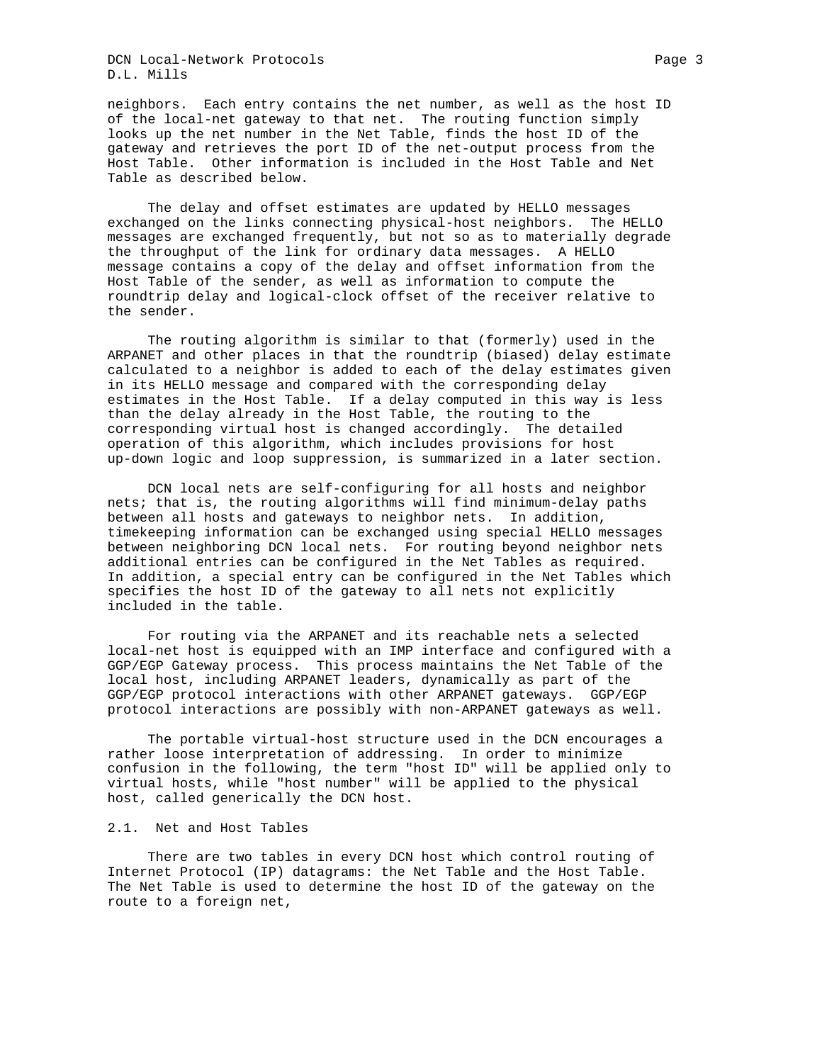neighbors. Each entry contains the net number, as well as the host ID of the local-net gateway to that net. The routing function simply looks up the net number in the Net Table, finds the host ID of the gateway and retrieves the port ID of the net-output process from the Host Table. Other information is included in the Host Table and Net Table as described below.

The delay and offset estimates are updated by HELLO messages exchanged on the links connecting physical-host neighbors. The HELLO messages are exchanged frequently, but not so as to materially degrade the throughput of the link for ordinary data messages. A HELLO message contains a copy of the delay and offset information from the Host Table of the sender, as well as information to compute the roundtrip delay and logical-clock offset of the receiver relative to the sender.

The routing algorithm is similar to that (formerly) used in the ARPANET and other places in that the roundtrip (biased) delay estimate calculated to a neighbor is added to each of the delay estimates given in its HELLO message and compared with the corresponding delay estimates in the Host Table. If a delay computed in this way is less than the delay already in the Host Table, the routing to the corresponding virtual host is changed accordingly. The detailed operation of this algorithm, which includes provisions for host up-down logic and loop suppression, is summarized in a later section.

DCN local nets are self-configuring for all hosts and neighbor nets; that is, the routing algorithms will find minimum-delay paths between all hosts and gateways to neighbor nets. In addition, timekeeping information can be exchanged using special HELLO messages between neighboring DCN local nets. For routing beyond neighbor nets additional entries can be configured in the Net Tables as required. In addition, a special entry can be configured in the Net Tables which specifies the host ID of the gateway to all nets not explicitly included in the table.

For routing via the ARPANET and its reachable nets a selected local-net host is equipped with an IMP interface and configured with a GGP/EGP Gateway process. This process maintains the Net Table of the local host, including ARPANET leaders, dynamically as part of the GGP/EGP protocol interactions with other ARPANET gateways. GGP/EGP protocol interactions are possibly with non-ARPANET gateways as well.

The portable virtual-host structure used in the DCN encourages a rather loose interpretation of addressing. In order to minimize confusion in the following, the term "host ID" will be applied only to virtual hosts, while "host number" will be applied to the physical host, called generically the DCN host.

## 2.1. Net and Host Tables

There are two tables in every DCN host which control routing of Internet Protocol (IP) datagrams: the Net Table and the Host Table. The Net Table is used to determine the host ID of the gateway on the route to a foreign net,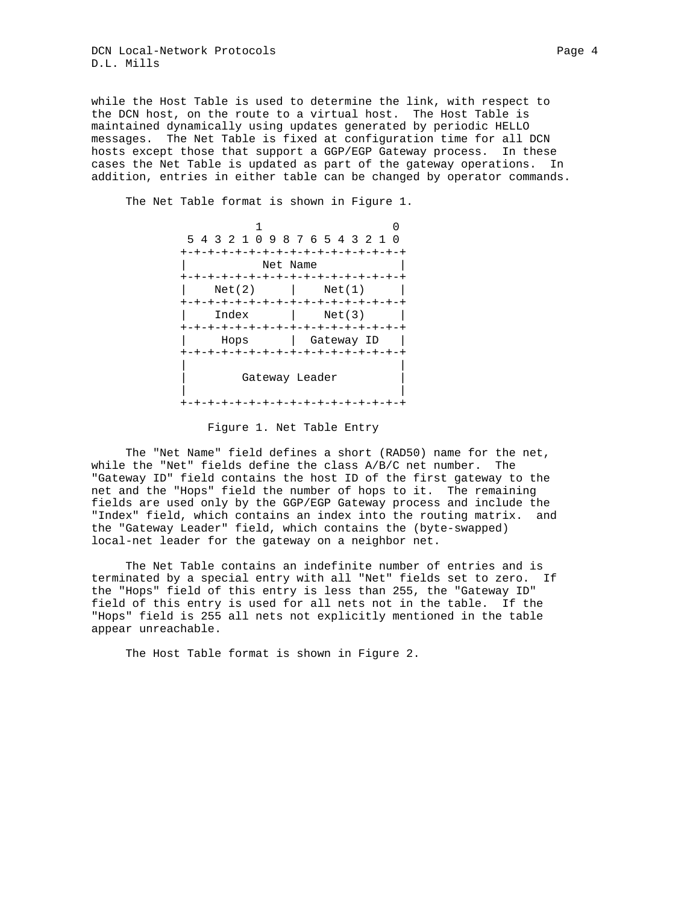while the Host Table is used to determine the link, with respect to the DCN host, on the route to a virtual host. The Host Table is maintained dynamically using updates generated by periodic HELLO messages. The Net Table is fixed at configuration time for all DCN hosts except those that support a GGP/EGP Gateway process. In these cases the Net Table is updated as part of the gateway operations. In addition, entries in either table can be changed by operator commands.

The Net Table format is shown in Figure 1.

```
              1                 0
  5 4 3 2 1 0 9 8 7 6 5 4 3 2 1 0
 +-+-+-+-+-+-+-+-+-+-+-+-+-+-+-+-+
 |           Net Name            |
 +-+-+-+-+-+-+-+-+-+-+-+-+-+-+-+-+
 |    Net(2)     |    Net(1)     |
 +-+-+-+-+-+-+-+-+-+-+-+-+-+-+-+-+
 |    Index      |    Net(3)     |
 +-+-+-+-+-+-+-+-+-+-+-+-+-+-+-+-+
 |     Hops      |  Gateway ID   |
 +-+-+-+-+-+-+-+-+-+-+-+-+-+-+-+-+
 |                               |
 |        Gateway Leader         |
 |                               |
 +-+-+-+-+-+-+-+-+-+-+-+-+-+-+-+-+
```

Figure 1. Net Table Entry

The "Net Name" field defines a short (RAD50) name for the net, while the "Net" fields define the class A/B/C net number. The "Gateway ID" field contains the host ID of the first gateway to the net and the "Hops" field the number of hops to it. The remaining fields are used only by the GGP/EGP Gateway process and include the "Index" field, which contains an index into the routing matrix. and the "Gateway Leader" field, which contains the (byte-swapped) local-net leader for the gateway on a neighbor net.

The Net Table contains an indefinite number of entries and is terminated by a special entry with all "Net" fields set to zero. If the "Hops" field of this entry is less than 255, the "Gateway ID" field of this entry is used for all nets not in the table. If the "Hops" field is 255 all nets not explicitly mentioned in the table appear unreachable.

The Host Table format is shown in Figure 2.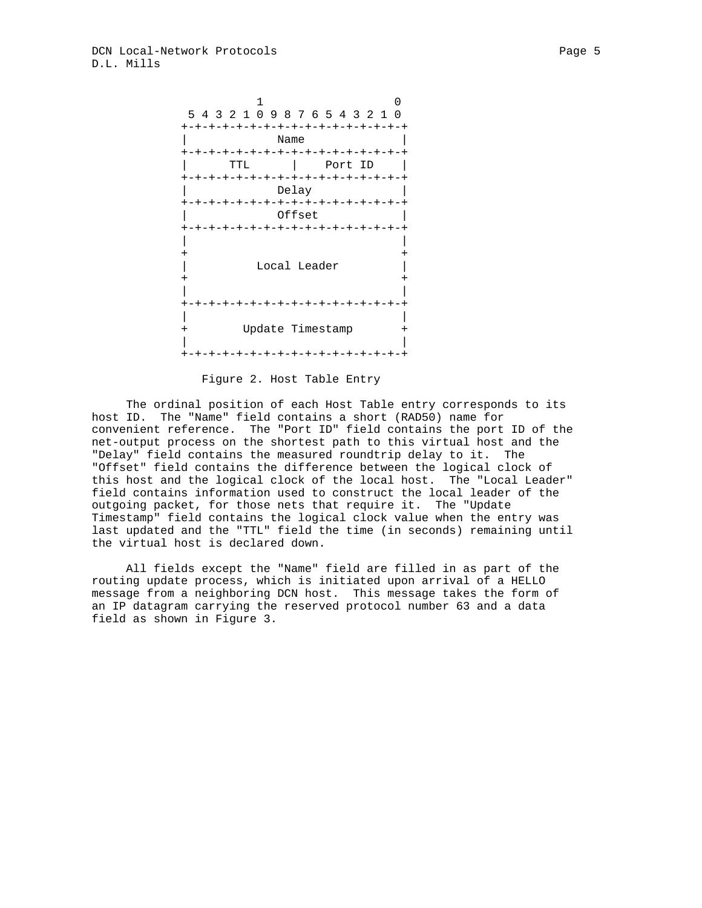```
             1                 0
 5 4 3 2 1 0 9 8 7 6 5 4 3 2 1 0
+-+-+-+-+-+-+-+-+-+-+-+-+-+-+-+-+
|             Name              |
+-+-+-+-+-+-+-+-+-+-+-+-+-+-+-+-+
|      TTL      |    Port ID    |
+-+-+-+-+-+-+-+-+-+-+-+-+-+-+-+-+
|             Delay             |
+-+-+-+-+-+-+-+-+-+-+-+-+-+-+-+-+
|             Offset            |
+-+-+-+-+-+-+-+-+-+-+-+-+-+-+-+-+
|                               |
+                               +
|          Local Leader         |
+                               +
|                               |
+-+-+-+-+-+-+-+-+-+-+-+-+-+-+-+-+
|                               |
+        Update Timestamp       +
|                               |
+-+-+-+-+-+-+-+-+-+-+-+-+-+-+-+-+
```

Figure 2. Host Table Entry

The ordinal position of each Host Table entry corresponds to its host ID. The "Name" field contains a short (RAD50) name for convenient reference. The "Port ID" field contains the port ID of the net-output process on the shortest path to this virtual host and the "Delay" field contains the measured roundtrip delay to it. The "Offset" field contains the difference between the logical clock of this host and the logical clock of the local host. The "Local Leader" field contains information used to construct the local leader of the outgoing packet, for those nets that require it. The "Update Timestamp" field contains the logical clock value when the entry was last updated and the "TTL" field the time (in seconds) remaining until the virtual host is declared down.

All fields except the "Name" field are filled in as part of the routing update process, which is initiated upon arrival of a HELLO message from a neighboring DCN host. This message takes the form of an IP datagram carrying the reserved protocol number 63 and a data field as shown in Figure 3.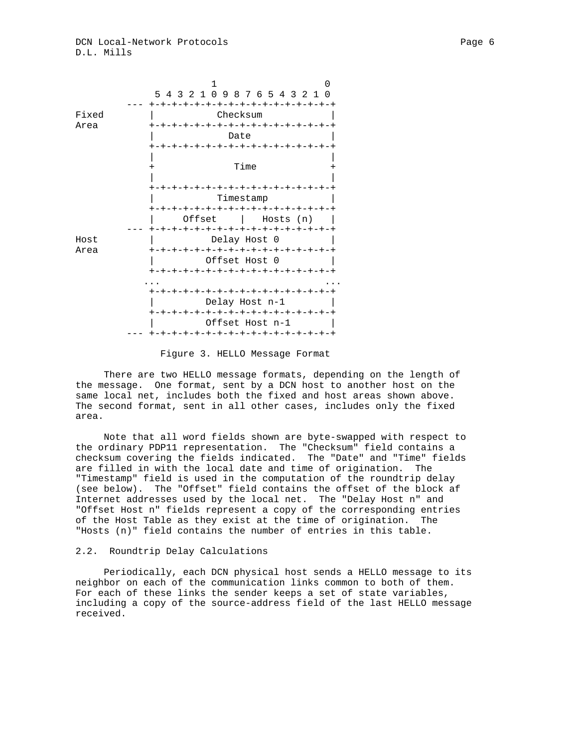```
                         1                   0
             5 4 3 2 1 0 9 8 7 6 5 4 3 2 1 0
         --- +-+-+-+-+-+-+-+-+-+-+-+-+-+-+-+-+
Fixed        |           Checksum            |
Area         +-+-+-+-+-+-+-+-+-+-+-+-+-+-+-+-+
             |             Date              |
             +-+-+-+-+-+-+-+-+-+-+-+-+-+-+-+-+
             |                               |
             +              Time             +
             |                               |
             +-+-+-+-+-+-+-+-+-+-+-+-+-+-+-+-+
             |           Timestamp           |
             +-+-+-+-+-+-+-+-+-+-+-+-+-+-+-+-+
             |     Offset    |   Hosts (n)   |
         --- +-+-+-+-+-+-+-+-+-+-+-+-+-+-+-+-+
Host         |          Delay Host 0         |
Area         +-+-+-+-+-+-+-+-+-+-+-+-+-+-+-+-+
             |         Offset Host 0         |
             +-+-+-+-+-+-+-+-+-+-+-+-+-+-+-+-+
            ...                             ...
             +-+-+-+-+-+-+-+-+-+-+-+-+-+-+-+-+
             |         Delay Host n-1        |
             +-+-+-+-+-+-+-+-+-+-+-+-+-+-+-+-+
             |         Offset Host n-1       |
         --- +-+-+-+-+-+-+-+-+-+-+-+-+-+-+-+-+
```

Figure 3. HELLO Message Format

There are two HELLO message formats, depending on the length of the message. One format, sent by a DCN host to another host on the same local net, includes both the fixed and host areas shown above. The second format, sent in all other cases, includes only the fixed area.

Note that all word fields shown are byte-swapped with respect to the ordinary PDP11 representation. The "Checksum" field contains a checksum covering the fields indicated. The "Date" and "Time" fields are filled in with the local date and time of origination. The "Timestamp" field is used in the computation of the roundtrip delay (see below). The "Offset" field contains the offset of the block af Internet addresses used by the local net. The "Delay Host n" and "Offset Host n" fields represent a copy of the corresponding entries of the Host Table as they exist at the time of origination. The "Hosts (n)" field contains the number of entries in this table.

## 2.2. Roundtrip Delay Calculations

Periodically, each DCN physical host sends a HELLO message to its neighbor on each of the communication links common to both of them. For each of these links the sender keeps a set of state variables, including a copy of the source-address field of the last HELLO message received.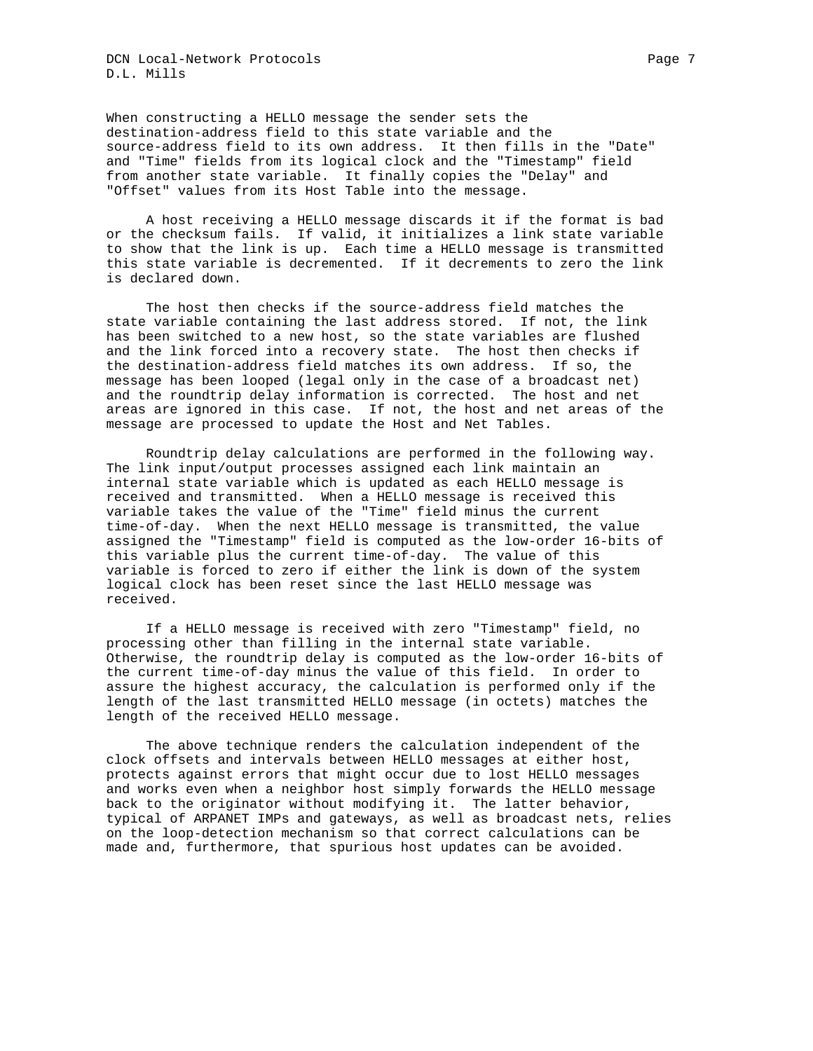When constructing a HELLO message the sender sets the destination-address field to this state variable and the source-address field to its own address. It then fills in the "Date" and "Time" fields from its logical clock and the "Timestamp" field from another state variable. It finally copies the "Delay" and "Offset" values from its Host Table into the message.

A host receiving a HELLO message discards it if the format is bad or the checksum fails. If valid, it initializes a link state variable to show that the link is up. Each time a HELLO message is transmitted this state variable is decremented. If it decrements to zero the link is declared down.

The host then checks if the source-address field matches the state variable containing the last address stored. If not, the link has been switched to a new host, so the state variables are flushed and the link forced into a recovery state. The host then checks if the destination-address field matches its own address. If so, the message has been looped (legal only in the case of a broadcast net) and the roundtrip delay information is corrected. The host and net areas are ignored in this case. If not, the host and net areas of the message are processed to update the Host and Net Tables.

Roundtrip delay calculations are performed in the following way. The link input/output processes assigned each link maintain an internal state variable which is updated as each HELLO message is received and transmitted. When a HELLO message is received this variable takes the value of the "Time" field minus the current time-of-day. When the next HELLO message is transmitted, the value assigned the "Timestamp" field is computed as the low-order 16-bits of this variable plus the current time-of-day. The value of this variable is forced to zero if either the link is down of the system logical clock has been reset since the last HELLO message was received.

If a HELLO message is received with zero "Timestamp" field, no processing other than filling in the internal state variable. Otherwise, the roundtrip delay is computed as the low-order 16-bits of the current time-of-day minus the value of this field. In order to assure the highest accuracy, the calculation is performed only if the length of the last transmitted HELLO message (in octets) matches the length of the received HELLO message.

The above technique renders the calculation independent of the clock offsets and intervals between HELLO messages at either host, protects against errors that might occur due to lost HELLO messages and works even when a neighbor host simply forwards the HELLO message back to the originator without modifying it. The latter behavior, typical of ARPANET IMPs and gateways, as well as broadcast nets, relies on the loop-detection mechanism so that correct calculations can be made and, furthermore, that spurious host updates can be avoided.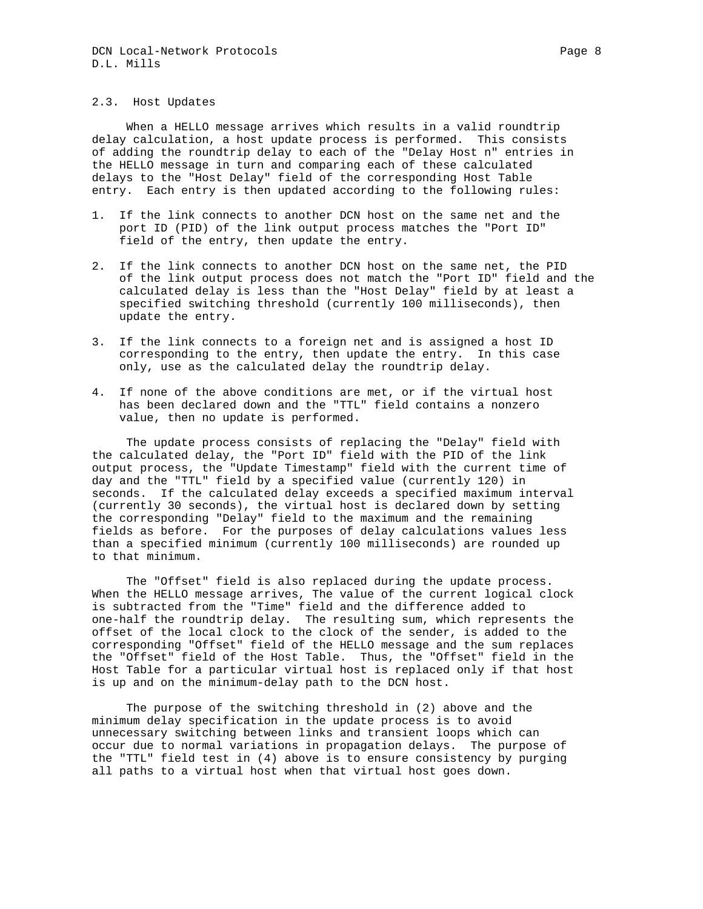## 2.3. Host Updates

When a HELLO message arrives which results in a valid roundtrip delay calculation, a host update process is performed. This consists of adding the roundtrip delay to each of the "Delay Host n" entries in the HELLO message in turn and comparing each of these calculated delays to the "Host Delay" field of the corresponding Host Table entry. Each entry is then updated according to the following rules:

1. If the link connects to another DCN host on the same net and the port ID (PID) of the link output process matches the "Port ID" field of the entry, then update the entry.

2. If the link connects to another DCN host on the same net, the PID of the link output process does not match the "Port ID" field and the calculated delay is less than the "Host Delay" field by at least a specified switching threshold (currently 100 milliseconds), then update the entry.

3. If the link connects to a foreign net and is assigned a host ID corresponding to the entry, then update the entry. In this case only, use as the calculated delay the roundtrip delay.

4. If none of the above conditions are met, or if the virtual host has been declared down and the "TTL" field contains a nonzero value, then no update is performed.

The update process consists of replacing the "Delay" field with the calculated delay, the "Port ID" field with the PID of the link output process, the "Update Timestamp" field with the current time of day and the "TTL" field by a specified value (currently 120) in seconds. If the calculated delay exceeds a specified maximum interval (currently 30 seconds), the virtual host is declared down by setting the corresponding "Delay" field to the maximum and the remaining fields as before. For the purposes of delay calculations values less than a specified minimum (currently 100 milliseconds) are rounded up to that minimum.

The "Offset" field is also replaced during the update process. When the HELLO message arrives, The value of the current logical clock is subtracted from the "Time" field and the difference added to one-half the roundtrip delay. The resulting sum, which represents the offset of the local clock to the clock of the sender, is added to the corresponding "Offset" field of the HELLO message and the sum replaces the "Offset" field of the Host Table. Thus, the "Offset" field in the Host Table for a particular virtual host is replaced only if that host is up and on the minimum-delay path to the DCN host.

The purpose of the switching threshold in (2) above and the minimum delay specification in the update process is to avoid unnecessary switching between links and transient loops which can occur due to normal variations in propagation delays. The purpose of the "TTL" field test in (4) above is to ensure consistency by purging all paths to a virtual host when that virtual host goes down.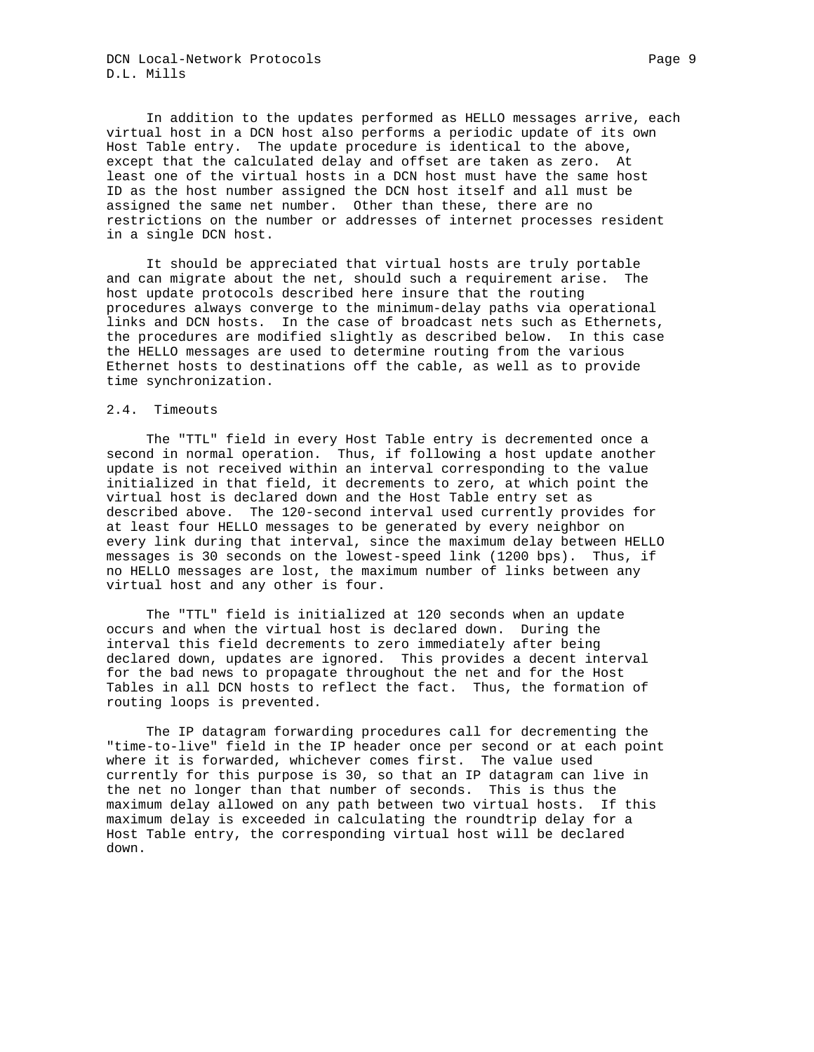In addition to the updates performed as HELLO messages arrive, each virtual host in a DCN host also performs a periodic update of its own Host Table entry. The update procedure is identical to the above, except that the calculated delay and offset are taken as zero. At least one of the virtual hosts in a DCN host must have the same host ID as the host number assigned the DCN host itself and all must be assigned the same net number. Other than these, there are no restrictions on the number or addresses of internet processes resident in a single DCN host.

It should be appreciated that virtual hosts are truly portable and can migrate about the net, should such a requirement arise. The host update protocols described here insure that the routing procedures always converge to the minimum-delay paths via operational links and DCN hosts. In the case of broadcast nets such as Ethernets, the procedures are modified slightly as described below. In this case the HELLO messages are used to determine routing from the various Ethernet hosts to destinations off the cable, as well as to provide time synchronization.

## 2.4. Timeouts

The "TTL" field in every Host Table entry is decremented once a second in normal operation. Thus, if following a host update another update is not received within an interval corresponding to the value initialized in that field, it decrements to zero, at which point the virtual host is declared down and the Host Table entry set as described above. The 120-second interval used currently provides for at least four HELLO messages to be generated by every neighbor on every link during that interval, since the maximum delay between HELLO messages is 30 seconds on the lowest-speed link (1200 bps). Thus, if no HELLO messages are lost, the maximum number of links between any virtual host and any other is four.

The "TTL" field is initialized at 120 seconds when an update occurs and when the virtual host is declared down. During the interval this field decrements to zero immediately after being declared down, updates are ignored. This provides a decent interval for the bad news to propagate throughout the net and for the Host Tables in all DCN hosts to reflect the fact. Thus, the formation of routing loops is prevented.

The IP datagram forwarding procedures call for decrementing the "time-to-live" field in the IP header once per second or at each point where it is forwarded, whichever comes first. The value used currently for this purpose is 30, so that an IP datagram can live in the net no longer than that number of seconds. This is thus the maximum delay allowed on any path between two virtual hosts. If this maximum delay is exceeded in calculating the roundtrip delay for a Host Table entry, the corresponding virtual host will be declared down.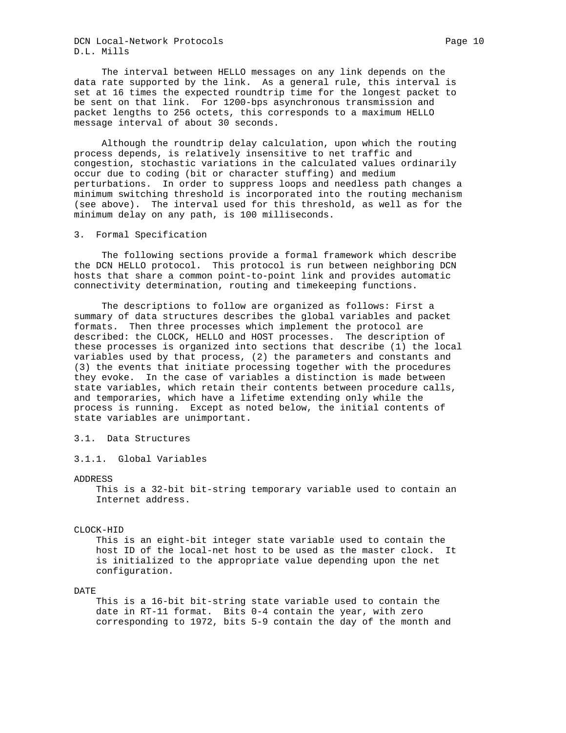The interval between HELLO messages on any link depends on the data rate supported by the link. As a general rule, this interval is set at 16 times the expected roundtrip time for the longest packet to be sent on that link. For 1200-bps asynchronous transmission and packet lengths to 256 octets, this corresponds to a maximum HELLO message interval of about 30 seconds.

Although the roundtrip delay calculation, upon which the routing process depends, is relatively insensitive to net traffic and congestion, stochastic variations in the calculated values ordinarily occur due to coding (bit or character stuffing) and medium perturbations. In order to suppress loops and needless path changes a minimum switching threshold is incorporated into the routing mechanism (see above). The interval used for this threshold, as well as for the minimum delay on any path, is 100 milliseconds.

## 3. Formal Specification

The following sections provide a formal framework which describe the DCN HELLO protocol. This protocol is run between neighboring DCN hosts that share a common point-to-point link and provides automatic connectivity determination, routing and timekeeping functions.

The descriptions to follow are organized as follows: First a summary of data structures describes the global variables and packet formats. Then three processes which implement the protocol are described: the CLOCK, HELLO and HOST processes. The description of these processes is organized into sections that describe (1) the local variables used by that process, (2) the parameters and constants and (3) the events that initiate processing together with the procedures they evoke. In the case of variables a distinction is made between state variables, which retain their contents between procedure calls, and temporaries, which have a lifetime extending only while the process is running. Except as noted below, the initial contents of state variables are unimportant.

### 3.1. Data Structures

#### 3.1.1. Global Variables

ADDRESS

This is a 32-bit bit-string temporary variable used to contain an Internet address.

CLOCK-HID

This is an eight-bit integer state variable used to contain the host ID of the local-net host to be used as the master clock. It is initialized to the appropriate value depending upon the net configuration.

DATE

This is a 16-bit bit-string state variable used to contain the date in RT-11 format. Bits 0-4 contain the year, with zero corresponding to 1972, bits 5-9 contain the day of the month and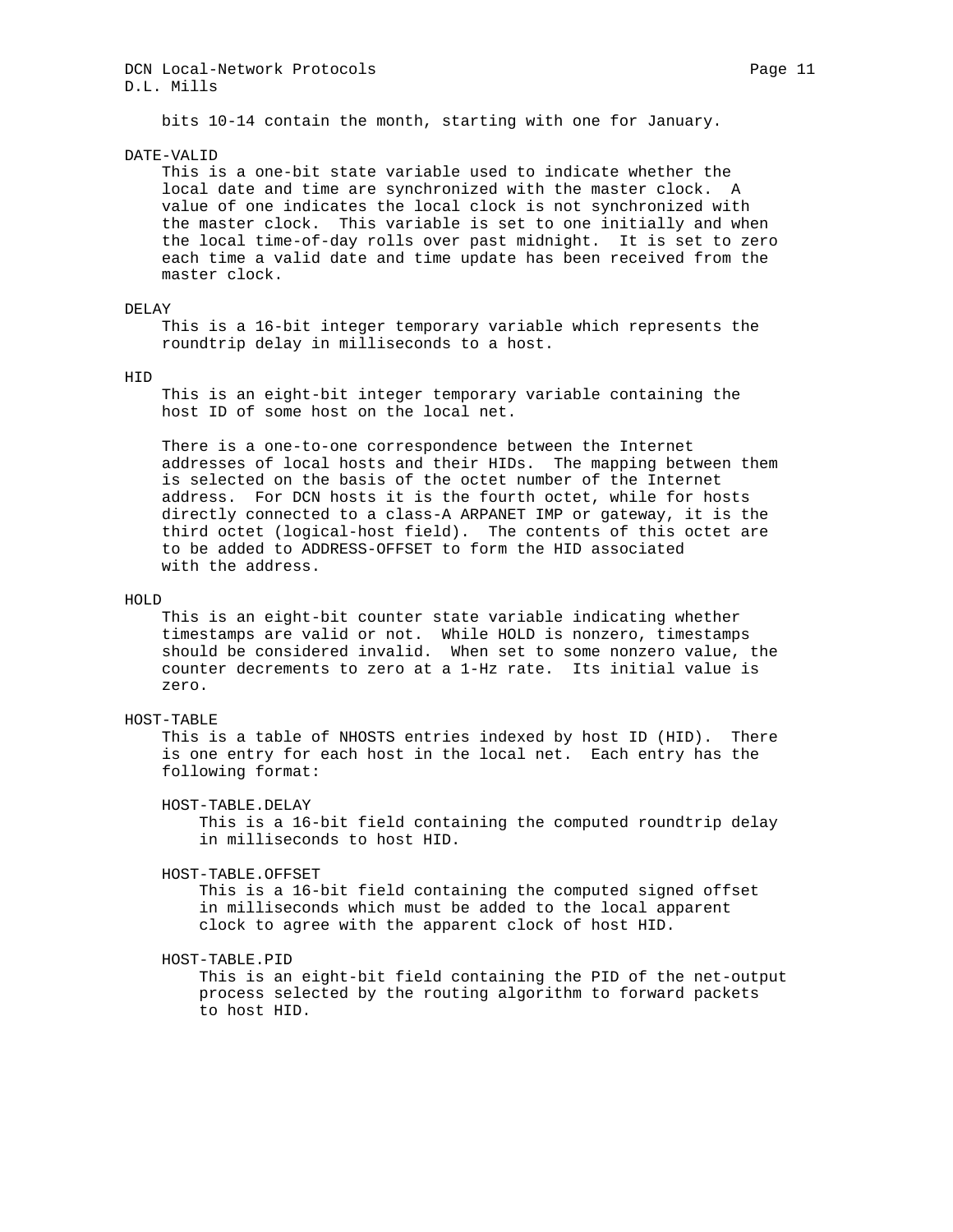bits 10-14 contain the month, starting with one for January.

DATE-VALID

This is a one-bit state variable used to indicate whether the local date and time are synchronized with the master clock. A value of one indicates the local clock is not synchronized with the master clock. This variable is set to one initially and when the local time-of-day rolls over past midnight. It is set to zero each time a valid date and time update has been received from the master clock.

DELAY

This is a 16-bit integer temporary variable which represents the roundtrip delay in milliseconds to a host.

HID

This is an eight-bit integer temporary variable containing the host ID of some host on the local net.

There is a one-to-one correspondence between the Internet addresses of local hosts and their HIDs. The mapping between them is selected on the basis of the octet number of the Internet address. For DCN hosts it is the fourth octet, while for hosts directly connected to a class-A ARPANET IMP or gateway, it is the third octet (logical-host field). The contents of this octet are to be added to ADDRESS-OFFSET to form the HID associated with the address.

HOLD

This is an eight-bit counter state variable indicating whether timestamps are valid or not. While HOLD is nonzero, timestamps should be considered invalid. When set to some nonzero value, the counter decrements to zero at a 1-Hz rate. Its initial value is zero.

HOST-TABLE

This is a table of NHOSTS entries indexed by host ID (HID). There is one entry for each host in the local net. Each entry has the following format:

HOST-TABLE.DELAY

This is a 16-bit field containing the computed roundtrip delay in milliseconds to host HID.

HOST-TABLE.OFFSET

This is a 16-bit field containing the computed signed offset in milliseconds which must be added to the local apparent clock to agree with the apparent clock of host HID.

HOST-TABLE.PID

This is an eight-bit field containing the PID of the net-output process selected by the routing algorithm to forward packets to host HID.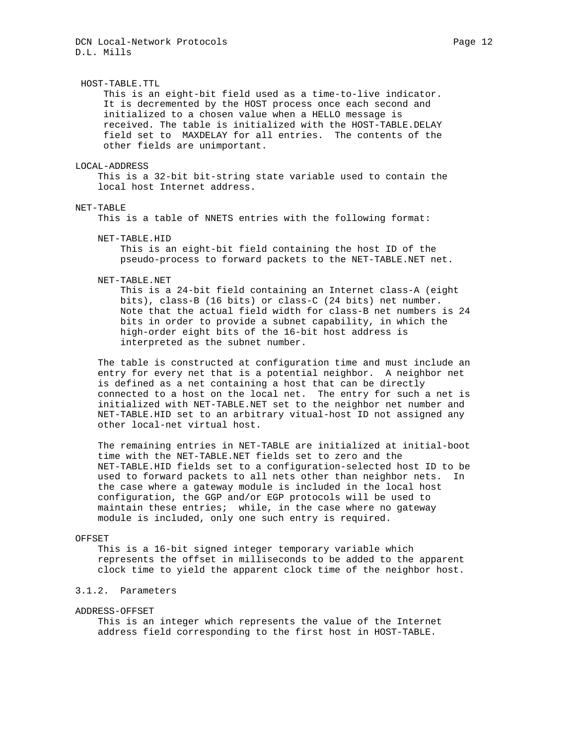HOST-TABLE.TTL

This is an eight-bit field used as a time-to-live indicator. It is decremented by the HOST process once each second and initialized to a chosen value when a HELLO message is received. The table is initialized with the HOST-TABLE.DELAY field set to MAXDELAY for all entries. The contents of the other fields are unimportant.

LOCAL-ADDRESS

This is a 32-bit bit-string state variable used to contain the local host Internet address.

NET-TABLE

This is a table of NNETS entries with the following format:

NET-TABLE.HID

This is an eight-bit field containing the host ID of the pseudo-process to forward packets to the NET-TABLE.NET net.

NET-TABLE.NET

This is a 24-bit field containing an Internet class-A (eight bits), class-B (16 bits) or class-C (24 bits) net number. Note that the actual field width for class-B net numbers is 24 bits in order to provide a subnet capability, in which the high-order eight bits of the 16-bit host address is interpreted as the subnet number.

The table is constructed at configuration time and must include an entry for every net that is a potential neighbor. A neighbor net is defined as a net containing a host that can be directly connected to a host on the local net. The entry for such a net is initialized with NET-TABLE.NET set to the neighbor net number and NET-TABLE.HID set to an arbitrary vitual-host ID not assigned any other local-net virtual host.

The remaining entries in NET-TABLE are initialized at initial-boot time with the NET-TABLE.NET fields set to zero and the NET-TABLE.HID fields set to a configuration-selected host ID to be used to forward packets to all nets other than neighbor nets. In the case where a gateway module is included in the local host configuration, the GGP and/or EGP protocols will be used to maintain these entries; while, in the case where no gateway module is included, only one such entry is required.

OFFSET

This is a 16-bit signed integer temporary variable which represents the offset in milliseconds to be added to the apparent clock time to yield the apparent clock time of the neighbor host.

### 3.1.2. Parameters

ADDRESS-OFFSET

This is an integer which represents the value of the Internet address field corresponding to the first host in HOST-TABLE.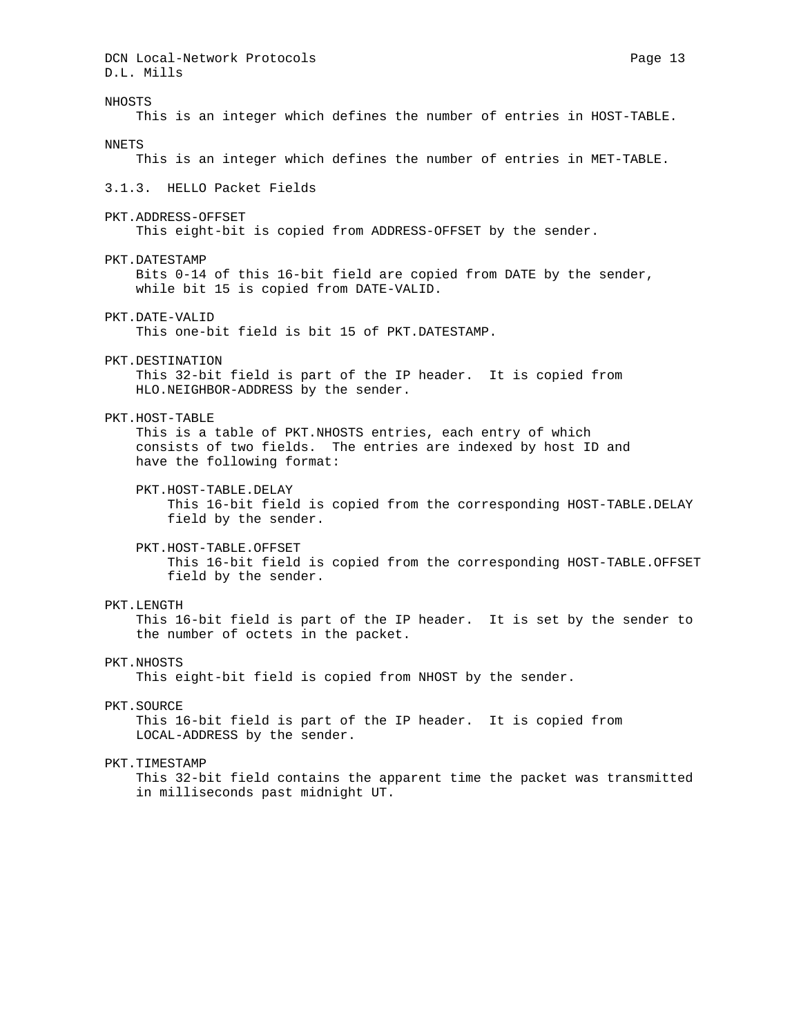NHOSTS
    This is an integer which defines the number of entries in HOST-TABLE.

NNETS
    This is an integer which defines the number of entries in MET-TABLE.

### 3.1.3. HELLO Packet Fields

PKT.ADDRESS-OFFSET
    This eight-bit is copied from ADDRESS-OFFSET by the sender.

PKT.DATESTAMP
    Bits 0-14 of this 16-bit field are copied from DATE by the sender, while bit 15 is copied from DATE-VALID.

PKT.DATE-VALID
    This one-bit field is bit 15 of PKT.DATESTAMP.

PKT.DESTINATION
    This 32-bit field is part of the IP header. It is copied from HLO.NEIGHBOR-ADDRESS by the sender.

PKT.HOST-TABLE
    This is a table of PKT.NHOSTS entries, each entry of which consists of two fields. The entries are indexed by host ID and have the following format:

    PKT.HOST-TABLE.DELAY
        This 16-bit field is copied from the corresponding HOST-TABLE.DELAY field by the sender.

    PKT.HOST-TABLE.OFFSET
        This 16-bit field is copied from the corresponding HOST-TABLE.OFFSET field by the sender.

PKT.LENGTH
    This 16-bit field is part of the IP header. It is set by the sender to the number of octets in the packet.

PKT.NHOSTS
    This eight-bit field is copied from NHOST by the sender.

PKT.SOURCE
    This 16-bit field is part of the IP header. It is copied from LOCAL-ADDRESS by the sender.

PKT.TIMESTAMP
    This 32-bit field contains the apparent time the packet was transmitted in milliseconds past midnight UT.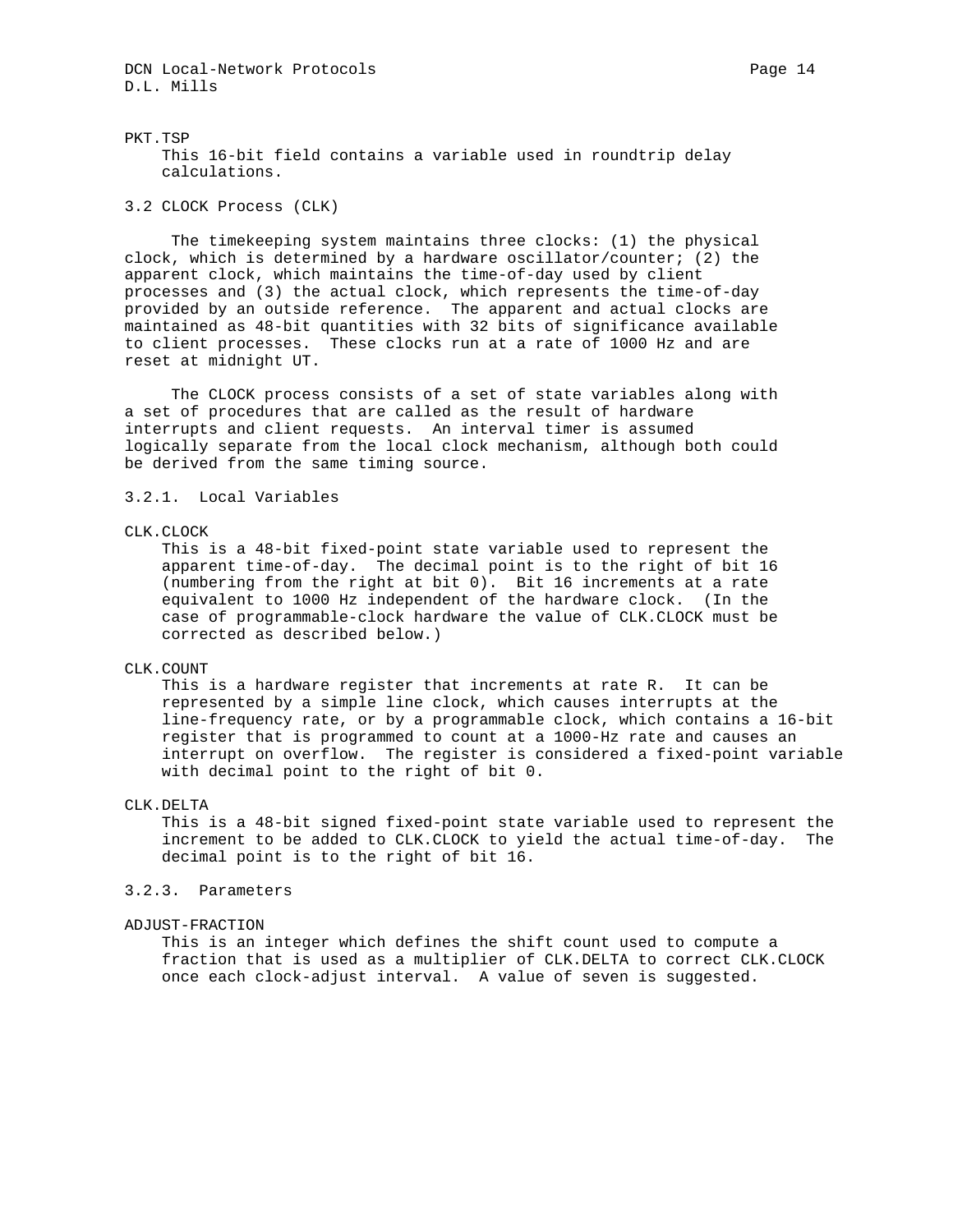PKT.TSP

This 16-bit field contains a variable used in roundtrip delay calculations.

### 3.2 CLOCK Process (CLK)

The timekeeping system maintains three clocks: (1) the physical clock, which is determined by a hardware oscillator/counter; (2) the apparent clock, which maintains the time-of-day used by client processes and (3) the actual clock, which represents the time-of-day provided by an outside reference. The apparent and actual clocks are maintained as 48-bit quantities with 32 bits of significance available to client processes. These clocks run at a rate of 1000 Hz and are reset at midnight UT.

The CLOCK process consists of a set of state variables along with a set of procedures that are called as the result of hardware interrupts and client requests. An interval timer is assumed logically separate from the local clock mechanism, although both could be derived from the same timing source.

#### 3.2.1. Local Variables

CLK.CLOCK

This is a 48-bit fixed-point state variable used to represent the apparent time-of-day. The decimal point is to the right of bit 16 (numbering from the right at bit 0). Bit 16 increments at a rate equivalent to 1000 Hz independent of the hardware clock. (In the case of programmable-clock hardware the value of CLK.CLOCK must be corrected as described below.)

CLK.COUNT

This is a hardware register that increments at rate R. It can be represented by a simple line clock, which causes interrupts at the line-frequency rate, or by a programmable clock, which contains a 16-bit register that is programmed to count at a 1000-Hz rate and causes an interrupt on overflow. The register is considered a fixed-point variable with decimal point to the right of bit 0.

CLK.DELTA

This is a 48-bit signed fixed-point state variable used to represent the increment to be added to CLK.CLOCK to yield the actual time-of-day. The decimal point is to the right of bit 16.

#### 3.2.3. Parameters

ADJUST-FRACTION

This is an integer which defines the shift count used to compute a fraction that is used as a multiplier of CLK.DELTA to correct CLK.CLOCK once each clock-adjust interval. A value of seven is suggested.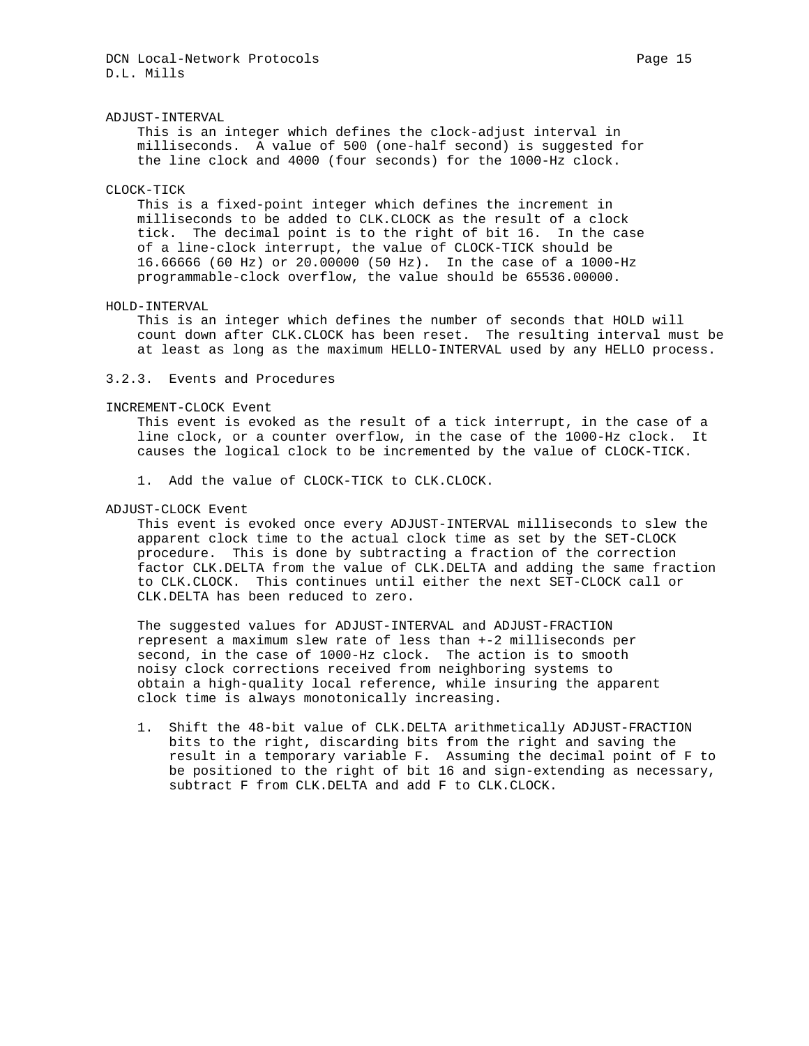ADJUST-INTERVAL

This is an integer which defines the clock-adjust interval in milliseconds. A value of 500 (one-half second) is suggested for the line clock and 4000 (four seconds) for the 1000-Hz clock.

CLOCK-TICK

This is a fixed-point integer which defines the increment in milliseconds to be added to CLK.CLOCK as the result of a clock tick. The decimal point is to the right of bit 16. In the case of a line-clock interrupt, the value of CLOCK-TICK should be 16.66666 (60 Hz) or 20.00000 (50 Hz). In the case of a 1000-Hz programmable-clock overflow, the value should be 65536.00000.

HOLD-INTERVAL

This is an integer which defines the number of seconds that HOLD will count down after CLK.CLOCK has been reset. The resulting interval must be at least as long as the maximum HELLO-INTERVAL used by any HELLO process.

### 3.2.3. Events and Procedures

INCREMENT-CLOCK Event

This event is evoked as the result of a tick interrupt, in the case of a line clock, or a counter overflow, in the case of the 1000-Hz clock. It causes the logical clock to be incremented by the value of CLOCK-TICK.

1. Add the value of CLOCK-TICK to CLK.CLOCK.

ADJUST-CLOCK Event

This event is evoked once every ADJUST-INTERVAL milliseconds to slew the apparent clock time to the actual clock time as set by the SET-CLOCK procedure. This is done by subtracting a fraction of the correction factor CLK.DELTA from the value of CLK.DELTA and adding the same fraction to CLK.CLOCK. This continues until either the next SET-CLOCK call or CLK.DELTA has been reduced to zero.

The suggested values for ADJUST-INTERVAL and ADJUST-FRACTION represent a maximum slew rate of less than +-2 milliseconds per second, in the case of 1000-Hz clock. The action is to smooth noisy clock corrections received from neighboring systems to obtain a high-quality local reference, while insuring the apparent clock time is always monotonically increasing.

1. Shift the 48-bit value of CLK.DELTA arithmetically ADJUST-FRACTION bits to the right, discarding bits from the right and saving the result in a temporary variable F. Assuming the decimal point of F to be positioned to the right of bit 16 and sign-extending as necessary, subtract F from CLK.DELTA and add F to CLK.CLOCK.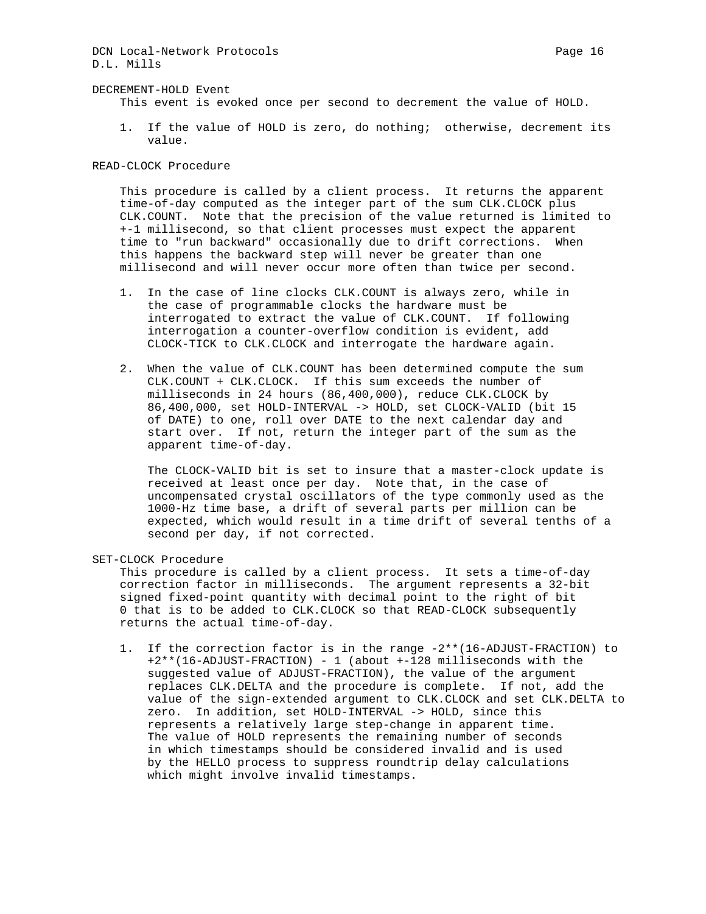### DECREMENT-HOLD Event

This event is evoked once per second to decrement the value of HOLD.

1. If the value of HOLD is zero, do nothing; otherwise, decrement its value.

### READ-CLOCK Procedure

This procedure is called by a client process. It returns the apparent time-of-day computed as the integer part of the sum CLK.CLOCK plus CLK.COUNT. Note that the precision of the value returned is limited to +-1 millisecond, so that client processes must expect the apparent time to "run backward" occasionally due to drift corrections. When this happens the backward step will never be greater than one millisecond and will never occur more often than twice per second.

1. In the case of line clocks CLK.COUNT is always zero, while in the case of programmable clocks the hardware must be interrogated to extract the value of CLK.COUNT. If following interrogation a counter-overflow condition is evident, add CLOCK-TICK to CLK.CLOCK and interrogate the hardware again.

2. When the value of CLK.COUNT has been determined compute the sum CLK.COUNT + CLK.CLOCK. If this sum exceeds the number of milliseconds in 24 hours (86,400,000), reduce CLK.CLOCK by 86,400,000, set HOLD-INTERVAL -> HOLD, set CLOCK-VALID (bit 15 of DATE) to one, roll over DATE to the next calendar day and start over. If not, return the integer part of the sum as the apparent time-of-day.

   The CLOCK-VALID bit is set to insure that a master-clock update is received at least once per day. Note that, in the case of uncompensated crystal oscillators of the type commonly used as the 1000-Hz time base, a drift of several parts per million can be expected, which would result in a time drift of several tenths of a second per day, if not corrected.

### SET-CLOCK Procedure

This procedure is called by a client process. It sets a time-of-day correction factor in milliseconds. The argument represents a 32-bit signed fixed-point quantity with decimal point to the right of bit 0 that is to be added to CLK.CLOCK so that READ-CLOCK subsequently returns the actual time-of-day.

1. If the correction factor is in the range -2**(16-ADJUST-FRACTION) to +2**(16-ADJUST-FRACTION) - 1 (about +-128 milliseconds with the suggested value of ADJUST-FRACTION), the value of the argument replaces CLK.DELTA and the procedure is complete. If not, add the value of the sign-extended argument to CLK.CLOCK and set CLK.DELTA to zero. In addition, set HOLD-INTERVAL -> HOLD, since this represents a relatively large step-change in apparent time. The value of HOLD represents the remaining number of seconds in which timestamps should be considered invalid and is used by the HELLO process to suppress roundtrip delay calculations which might involve invalid timestamps.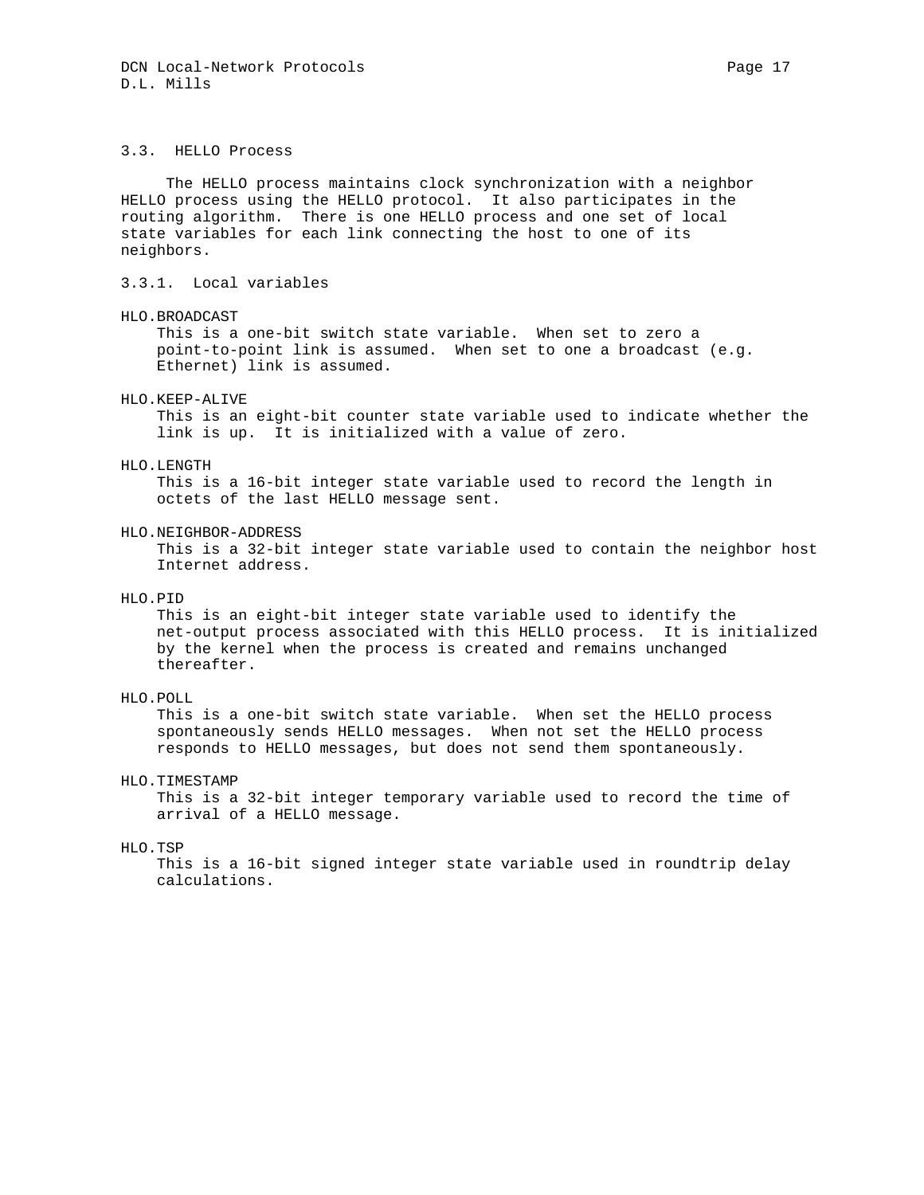## 3.3. HELLO Process

The HELLO process maintains clock synchronization with a neighbor HELLO process using the HELLO protocol. It also participates in the routing algorithm. There is one HELLO process and one set of local state variables for each link connecting the host to one of its neighbors.

### 3.3.1. Local variables

HLO.BROADCAST
: This is a one-bit switch state variable. When set to zero a point-to-point link is assumed. When set to one a broadcast (e.g. Ethernet) link is assumed.

HLO.KEEP-ALIVE
: This is an eight-bit counter state variable used to indicate whether the link is up. It is initialized with a value of zero.

HLO.LENGTH
: This is a 16-bit integer state variable used to record the length in octets of the last HELLO message sent.

HLO.NEIGHBOR-ADDRESS
: This is a 32-bit integer state variable used to contain the neighbor host Internet address.

HLO.PID
: This is an eight-bit integer state variable used to identify the net-output process associated with this HELLO process. It is initialized by the kernel when the process is created and remains unchanged thereafter.

HLO.POLL
: This is a one-bit switch state variable. When set the HELLO process spontaneously sends HELLO messages. When not set the HELLO process responds to HELLO messages, but does not send them spontaneously.

HLO.TIMESTAMP
: This is a 32-bit integer temporary variable used to record the time of arrival of a HELLO message.

HLO.TSP
: This is a 16-bit signed integer state variable used in roundtrip delay calculations.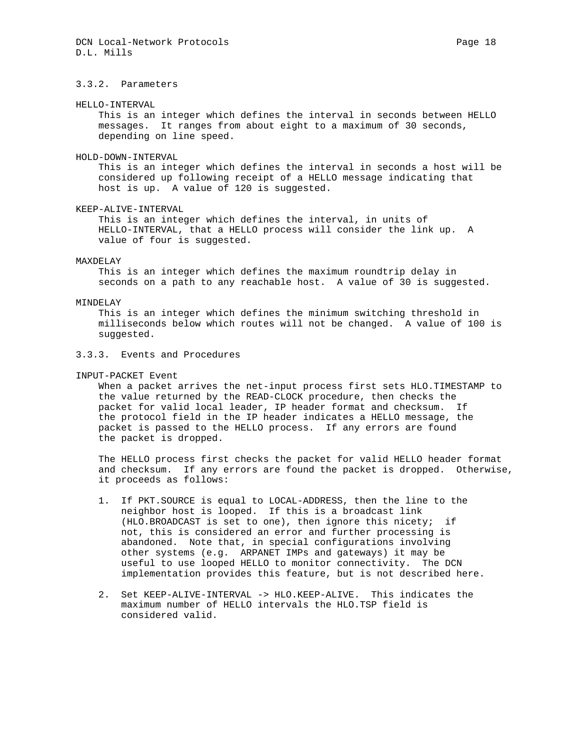### 3.3.2. Parameters

HELLO-INTERVAL
This is an integer which defines the interval in seconds between HELLO messages. It ranges from about eight to a maximum of 30 seconds, depending on line speed.

HOLD-DOWN-INTERVAL
This is an integer which defines the interval in seconds a host will be considered up following receipt of a HELLO message indicating that host is up. A value of 120 is suggested.

KEEP-ALIVE-INTERVAL
This is an integer which defines the interval, in units of HELLO-INTERVAL, that a HELLO process will consider the link up. A value of four is suggested.

MAXDELAY
This is an integer which defines the maximum roundtrip delay in seconds on a path to any reachable host. A value of 30 is suggested.

MINDELAY
This is an integer which defines the minimum switching threshold in milliseconds below which routes will not be changed. A value of 100 is suggested.

### 3.3.3. Events and Procedures

INPUT-PACKET Event
When a packet arrives the net-input process first sets HLO.TIMESTAMP to the value returned by the READ-CLOCK procedure, then checks the packet for valid local leader, IP header format and checksum. If the protocol field in the IP header indicates a HELLO message, the packet is passed to the HELLO process. If any errors are found the packet is dropped.

The HELLO process first checks the packet for valid HELLO header format and checksum. If any errors are found the packet is dropped. Otherwise, it proceeds as follows:

1. If PKT.SOURCE is equal to LOCAL-ADDRESS, then the line to the neighbor host is looped. If this is a broadcast link (HLO.BROADCAST is set to one), then ignore this nicety; if not, this is considered an error and further processing is abandoned. Note that, in special configurations involving other systems (e.g. ARPANET IMPs and gateways) it may be useful to use looped HELLO to monitor connectivity. The DCN implementation provides this feature, but is not described here.

2. Set KEEP-ALIVE-INTERVAL -> HLO.KEEP-ALIVE. This indicates the maximum number of HELLO intervals the HLO.TSP field is considered valid.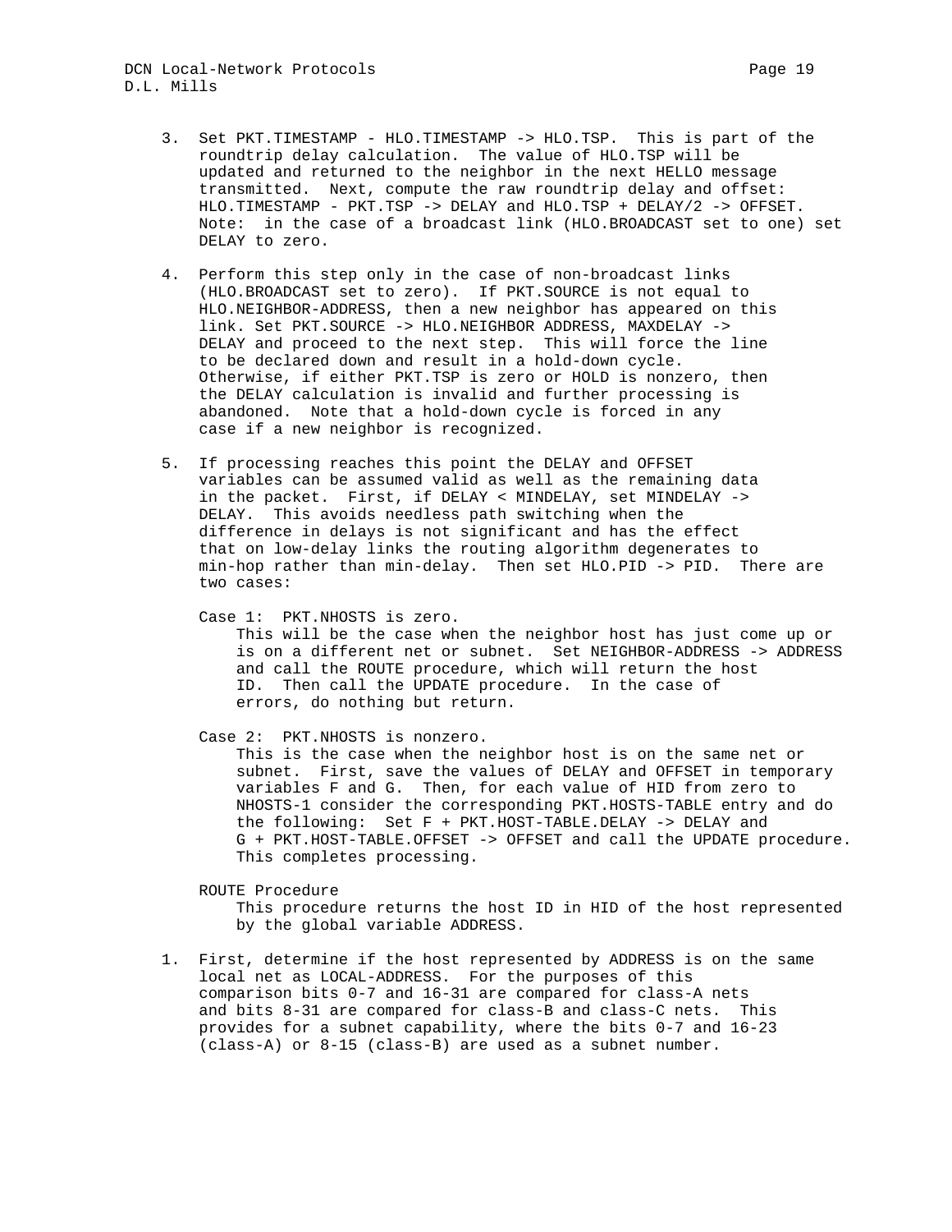3. Set PKT.TIMESTAMP - HLO.TIMESTAMP -> HLO.TSP. This is part of the roundtrip delay calculation. The value of HLO.TSP will be updated and returned to the neighbor in the next HELLO message transmitted. Next, compute the raw roundtrip delay and offset: HLO.TIMESTAMP - PKT.TSP -> DELAY and HLO.TSP + DELAY/2 -> OFFSET. Note: in the case of a broadcast link (HLO.BROADCAST set to one) set DELAY to zero.

4. Perform this step only in the case of non-broadcast links (HLO.BROADCAST set to zero). If PKT.SOURCE is not equal to HLO.NEIGHBOR-ADDRESS, then a new neighbor has appeared on this link. Set PKT.SOURCE -> HLO.NEIGHBOR ADDRESS, MAXDELAY -> DELAY and proceed to the next step. This will force the line to be declared down and result in a hold-down cycle. Otherwise, if either PKT.TSP is zero or HOLD is nonzero, then the DELAY calculation is invalid and further processing is abandoned. Note that a hold-down cycle is forced in any case if a new neighbor is recognized.

5. If processing reaches this point the DELAY and OFFSET variables can be assumed valid as well as the remaining data in the packet. First, if DELAY < MINDELAY, set MINDELAY -> DELAY. This avoids needless path switching when the difference in delays is not significant and has the effect that on low-delay links the routing algorithm degenerates to min-hop rather than min-delay. Then set HLO.PID -> PID. There are two cases:

   Case 1: PKT.NHOSTS is zero.
   This will be the case when the neighbor host has just come up or is on a different net or subnet. Set NEIGHBOR-ADDRESS -> ADDRESS and call the ROUTE procedure, which will return the host ID. Then call the UPDATE procedure. In the case of errors, do nothing but return.

   Case 2: PKT.NHOSTS is nonzero.
   This is the case when the neighbor host is on the same net or subnet. First, save the values of DELAY and OFFSET in temporary variables F and G. Then, for each value of HID from zero to NHOSTS-1 consider the corresponding PKT.HOSTS-TABLE entry and do the following: Set F + PKT.HOST-TABLE.DELAY -> DELAY and G + PKT.HOST-TABLE.OFFSET -> OFFSET and call the UPDATE procedure. This completes processing.

   ROUTE Procedure
   This procedure returns the host ID in HID of the host represented by the global variable ADDRESS.

1. First, determine if the host represented by ADDRESS is on the same local net as LOCAL-ADDRESS. For the purposes of this comparison bits 0-7 and 16-31 are compared for class-A nets and bits 8-31 are compared for class-B and class-C nets. This provides for a subnet capability, where the bits 0-7 and 16-23 (class-A) or 8-15 (class-B) are used as a subnet number.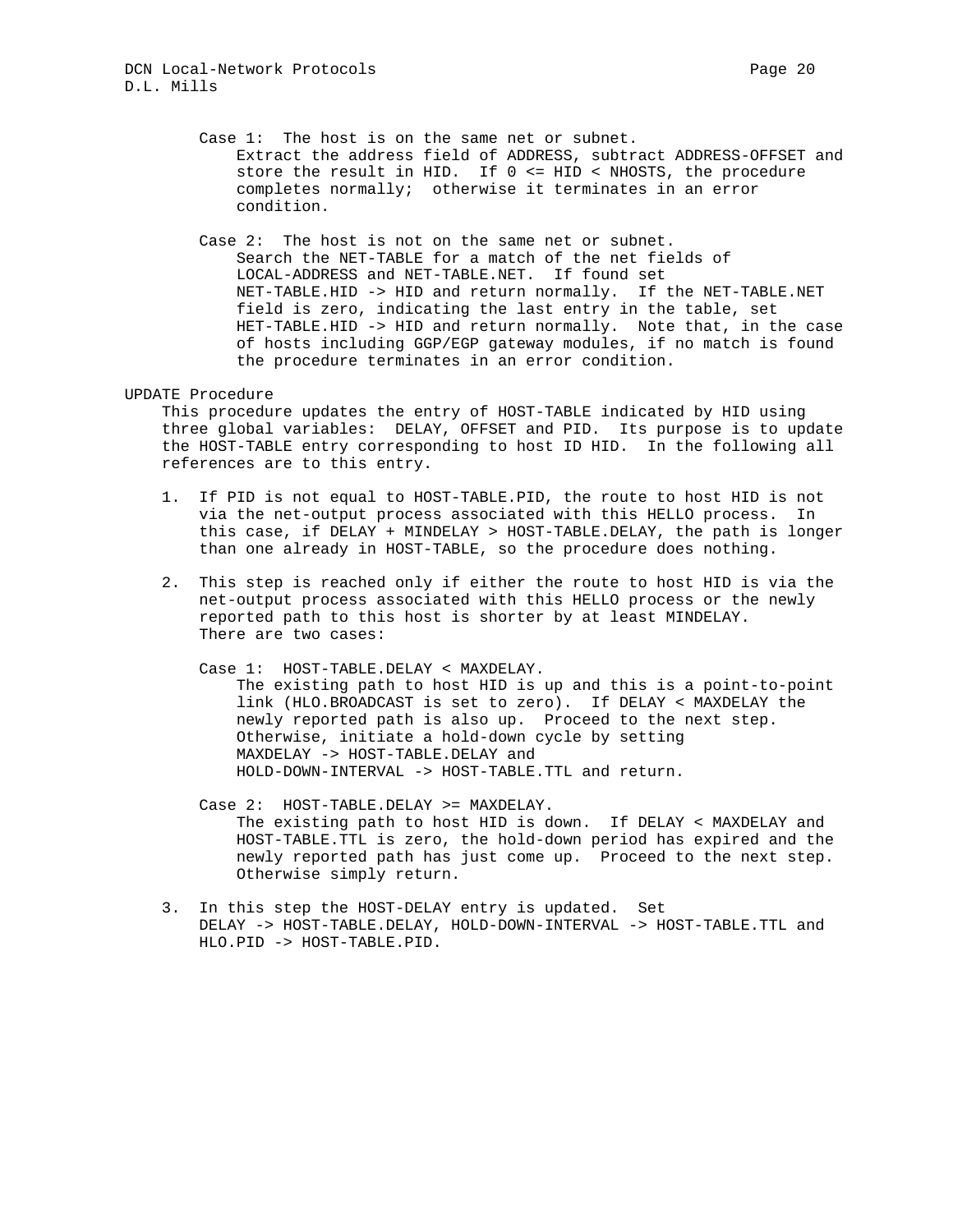Case 1: The host is on the same net or subnet.
Extract the address field of ADDRESS, subtract ADDRESS-OFFSET and store the result in HID. If 0 <= HID < NHOSTS, the procedure completes normally; otherwise it terminates in an error condition.

Case 2: The host is not on the same net or subnet.
Search the NET-TABLE for a match of the net fields of LOCAL-ADDRESS and NET-TABLE.NET. If found set NET-TABLE.HID -> HID and return normally. If the NET-TABLE.NET field is zero, indicating the last entry in the table, set HET-TABLE.HID -> HID and return normally. Note that, in the case of hosts including GGP/EGP gateway modules, if no match is found the procedure terminates in an error condition.

UPDATE Procedure

This procedure updates the entry of HOST-TABLE indicated by HID using three global variables: DELAY, OFFSET and PID. Its purpose is to update the HOST-TABLE entry corresponding to host ID HID. In the following all references are to this entry.

1. If PID is not equal to HOST-TABLE.PID, the route to host HID is not via the net-output process associated with this HELLO process. In this case, if DELAY + MINDELAY > HOST-TABLE.DELAY, the path is longer than one already in HOST-TABLE, so the procedure does nothing.

2. This step is reached only if either the route to host HID is via the net-output process associated with this HELLO process or the newly reported path to this host is shorter by at least MINDELAY. There are two cases:

   Case 1: HOST-TABLE.DELAY < MAXDELAY.
   The existing path to host HID is up and this is a point-to-point link (HLO.BROADCAST is set to zero). If DELAY < MAXDELAY the newly reported path is also up. Proceed to the next step. Otherwise, initiate a hold-down cycle by setting MAXDELAY -> HOST-TABLE.DELAY and HOLD-DOWN-INTERVAL -> HOST-TABLE.TTL and return.

   Case 2: HOST-TABLE.DELAY >= MAXDELAY.
   The existing path to host HID is down. If DELAY < MAXDELAY and HOST-TABLE.TTL is zero, the hold-down period has expired and the newly reported path has just come up. Proceed to the next step. Otherwise simply return.

3. In this step the HOST-DELAY entry is updated. Set DELAY -> HOST-TABLE.DELAY, HOLD-DOWN-INTERVAL -> HOST-TABLE.TTL and HLO.PID -> HOST-TABLE.PID.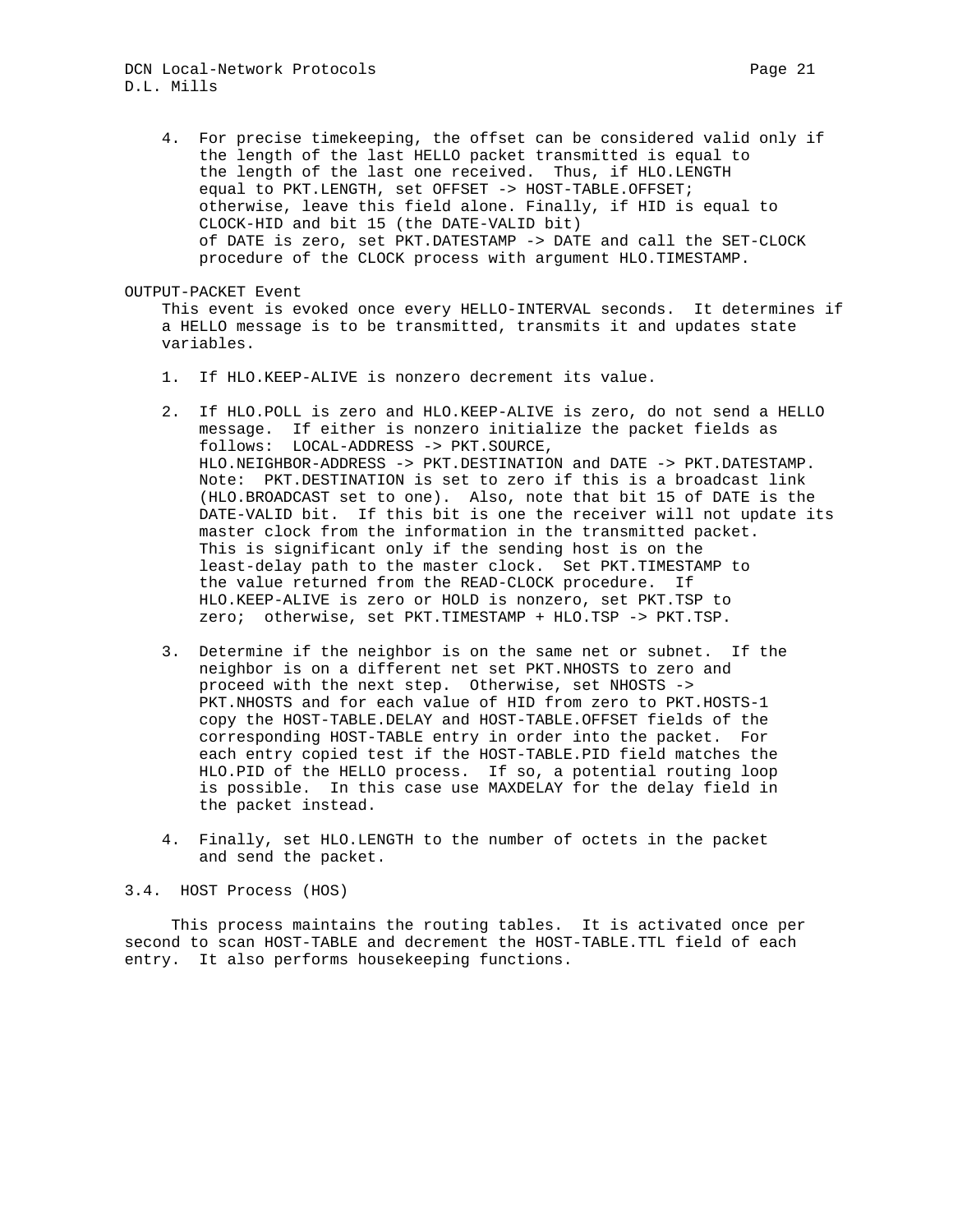4. For precise timekeeping, the offset can be considered valid only if the length of the last HELLO packet transmitted is equal to the length of the last one received. Thus, if HLO.LENGTH equal to PKT.LENGTH, set OFFSET -> HOST-TABLE.OFFSET; otherwise, leave this field alone. Finally, if HID is equal to CLOCK-HID and bit 15 (the DATE-VALID bit) of DATE is zero, set PKT.DATESTAMP -> DATE and call the SET-CLOCK procedure of the CLOCK process with argument HLO.TIMESTAMP.

OUTPUT-PACKET Event

This event is evoked once every HELLO-INTERVAL seconds. It determines if a HELLO message is to be transmitted, transmits it and updates state variables.

1. If HLO.KEEP-ALIVE is nonzero decrement its value.

2. If HLO.POLL is zero and HLO.KEEP-ALIVE is zero, do not send a HELLO message. If either is nonzero initialize the packet fields as follows: LOCAL-ADDRESS -> PKT.SOURCE, HLO.NEIGHBOR-ADDRESS -> PKT.DESTINATION and DATE -> PKT.DATESTAMP. Note: PKT.DESTINATION is set to zero if this is a broadcast link (HLO.BROADCAST set to one). Also, note that bit 15 of DATE is the DATE-VALID bit. If this bit is one the receiver will not update its master clock from the information in the transmitted packet. This is significant only if the sending host is on the least-delay path to the master clock. Set PKT.TIMESTAMP to the value returned from the READ-CLOCK procedure. If HLO.KEEP-ALIVE is zero or HOLD is nonzero, set PKT.TSP to zero; otherwise, set PKT.TIMESTAMP + HLO.TSP -> PKT.TSP.

3. Determine if the neighbor is on the same net or subnet. If the neighbor is on a different net set PKT.NHOSTS to zero and proceed with the next step. Otherwise, set NHOSTS -> PKT.NHOSTS and for each value of HID from zero to PKT.HOSTS-1 copy the HOST-TABLE.DELAY and HOST-TABLE.OFFSET fields of the corresponding HOST-TABLE entry in order into the packet. For each entry copied test if the HOST-TABLE.PID field matches the HLO.PID of the HELLO process. If so, a potential routing loop is possible. In this case use MAXDELAY for the delay field in the packet instead.

4. Finally, set HLO.LENGTH to the number of octets in the packet and send the packet.

### 3.4. HOST Process (HOS)

This process maintains the routing tables. It is activated once per second to scan HOST-TABLE and decrement the HOST-TABLE.TTL field of each entry. It also performs housekeeping functions.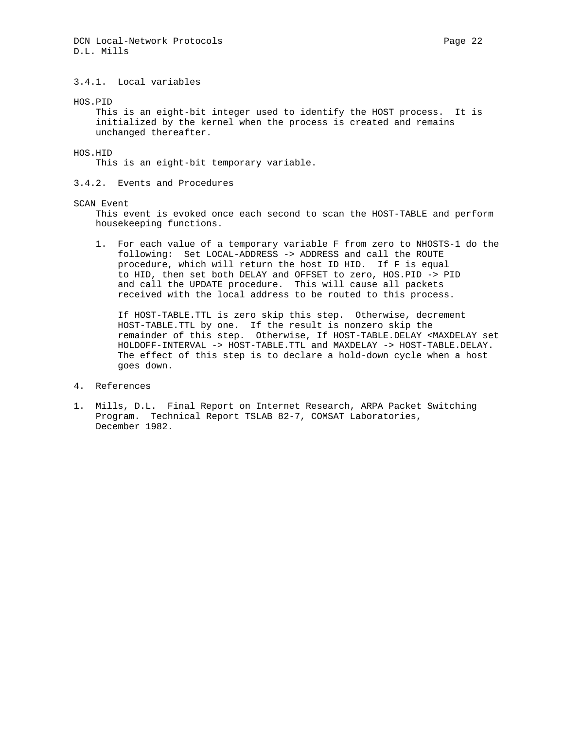### 3.4.1. Local variables

HOS.PID
This is an eight-bit integer used to identify the HOST process. It is initialized by the kernel when the process is created and remains unchanged thereafter.

HOS.HID
This is an eight-bit temporary variable.

### 3.4.2. Events and Procedures

SCAN Event
This event is evoked once each second to scan the HOST-TABLE and perform housekeeping functions.

1. For each value of a temporary variable F from zero to NHOSTS-1 do the following: Set LOCAL-ADDRESS -> ADDRESS and call the ROUTE procedure, which will return the host ID HID. If F is equal to HID, then set both DELAY and OFFSET to zero, HOS.PID -> PID and call the UPDATE procedure. This will cause all packets received with the local address to be routed to this process.

   If HOST-TABLE.TTL is zero skip this step. Otherwise, decrement HOST-TABLE.TTL by one. If the result is nonzero skip the remainder of this step. Otherwise, If HOST-TABLE.DELAY <MAXDELAY set HOLDOFF-INTERVAL -> HOST-TABLE.TTL and MAXDELAY -> HOST-TABLE.DELAY. The effect of this step is to declare a hold-down cycle when a host goes down.

## 4. References

1. Mills, D.L. Final Report on Internet Research, ARPA Packet Switching Program. Technical Report TSLAB 82-7, COMSAT Laboratories, December 1982.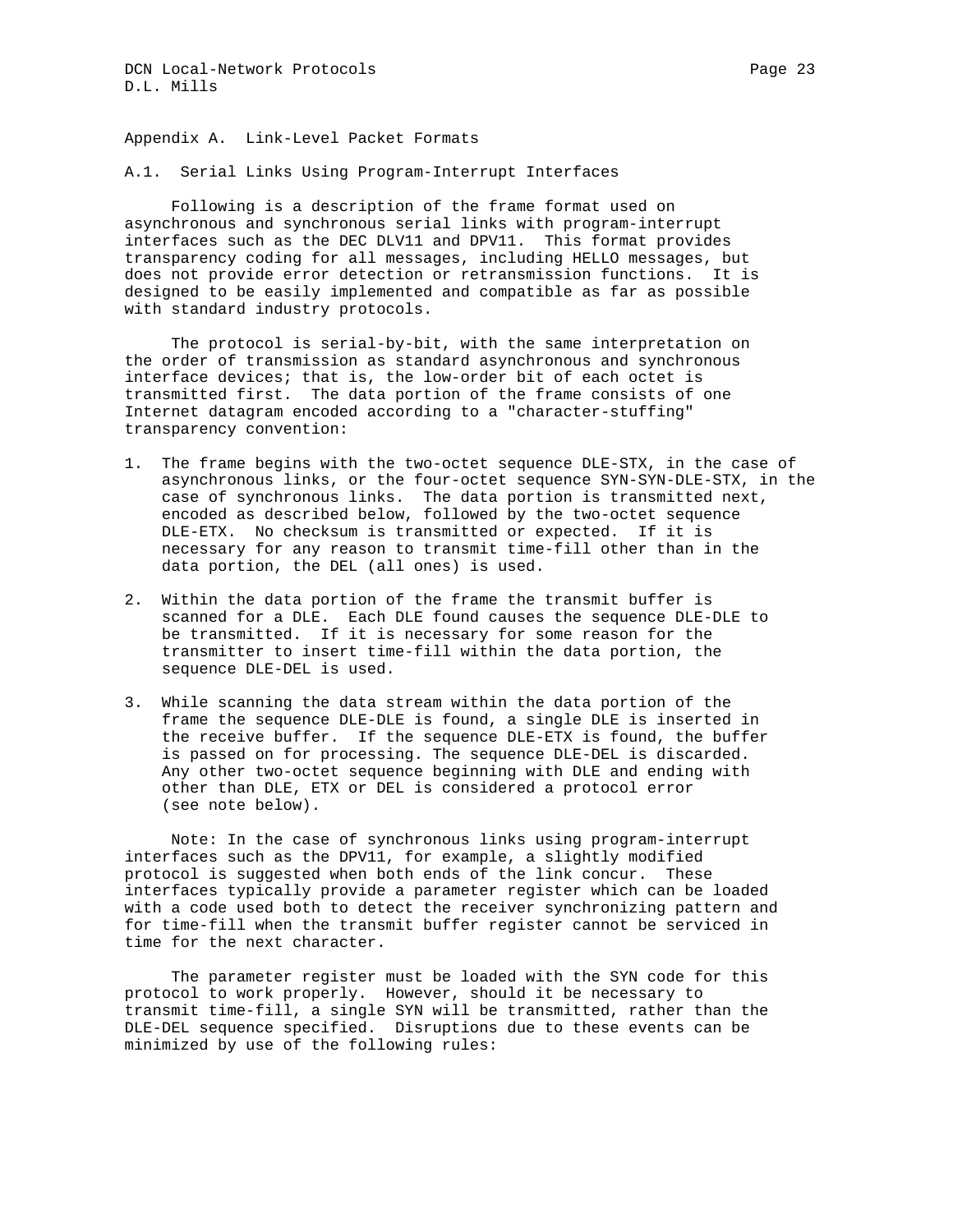## Appendix A. Link-Level Packet Formats

### A.1. Serial Links Using Program-Interrupt Interfaces

Following is a description of the frame format used on asynchronous and synchronous serial links with program-interrupt interfaces such as the DEC DLV11 and DPV11. This format provides transparency coding for all messages, including HELLO messages, but does not provide error detection or retransmission functions. It is designed to be easily implemented and compatible as far as possible with standard industry protocols.

The protocol is serial-by-bit, with the same interpretation on the order of transmission as standard asynchronous and synchronous interface devices; that is, the low-order bit of each octet is transmitted first. The data portion of the frame consists of one Internet datagram encoded according to a "character-stuffing" transparency convention:

1. The frame begins with the two-octet sequence DLE-STX, in the case of asynchronous links, or the four-octet sequence SYN-SYN-DLE-STX, in the case of synchronous links. The data portion is transmitted next, encoded as described below, followed by the two-octet sequence DLE-ETX. No checksum is transmitted or expected. If it is necessary for any reason to transmit time-fill other than in the data portion, the DEL (all ones) is used.

2. Within the data portion of the frame the transmit buffer is scanned for a DLE. Each DLE found causes the sequence DLE-DLE to be transmitted. If it is necessary for some reason for the transmitter to insert time-fill within the data portion, the sequence DLE-DEL is used.

3. While scanning the data stream within the data portion of the frame the sequence DLE-DLE is found, a single DLE is inserted in the receive buffer. If the sequence DLE-ETX is found, the buffer is passed on for processing. The sequence DLE-DEL is discarded. Any other two-octet sequence beginning with DLE and ending with other than DLE, ETX or DEL is considered a protocol error (see note below).

Note: In the case of synchronous links using program-interrupt interfaces such as the DPV11, for example, a slightly modified protocol is suggested when both ends of the link concur. These interfaces typically provide a parameter register which can be loaded with a code used both to detect the receiver synchronizing pattern and for time-fill when the transmit buffer register cannot be serviced in time for the next character.

The parameter register must be loaded with the SYN code for this protocol to work properly. However, should it be necessary to transmit time-fill, a single SYN will be transmitted, rather than the DLE-DEL sequence specified. Disruptions due to these events can be minimized by use of the following rules: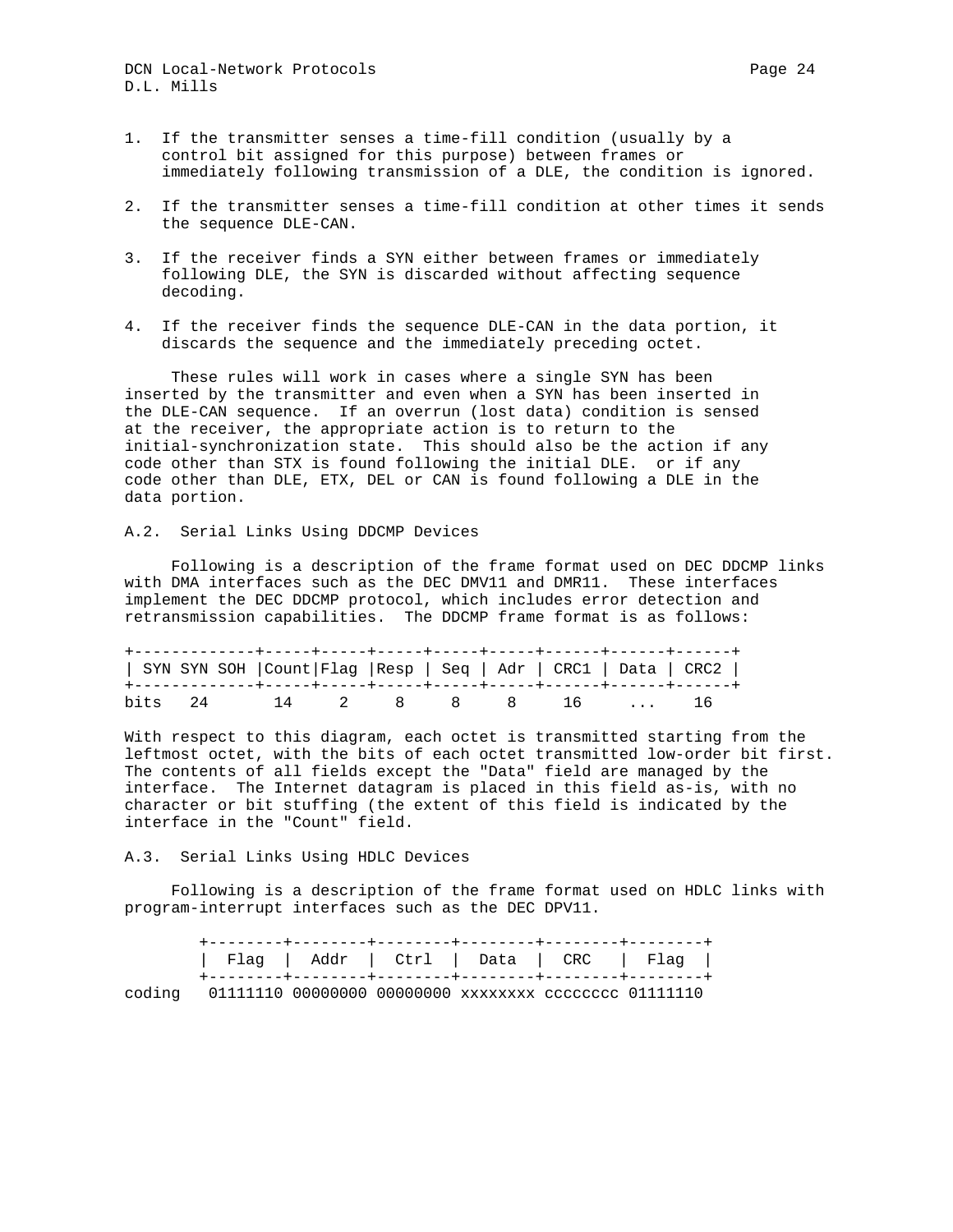1. If the transmitter senses a time-fill condition (usually by a control bit assigned for this purpose) between frames or immediately following transmission of a DLE, the condition is ignored.

2. If the transmitter senses a time-fill condition at other times it sends the sequence DLE-CAN.

3. If the receiver finds a SYN either between frames or immediately following DLE, the SYN is discarded without affecting sequence decoding.

4. If the receiver finds the sequence DLE-CAN in the data portion, it discards the sequence and the immediately preceding octet.

These rules will work in cases where a single SYN has been inserted by the transmitter and even when a SYN has been inserted in the DLE-CAN sequence. If an overrun (lost data) condition is sensed at the receiver, the appropriate action is to return to the initial-synchronization state. This should also be the action if any code other than STX is found following the initial DLE. or if any code other than DLE, ETX, DEL or CAN is found following a DLE in the data portion.

## A.2. Serial Links Using DDCMP Devices

Following is a description of the frame format used on DEC DDCMP links with DMA interfaces such as the DEC DMV11 and DMR11. These interfaces implement the DEC DDCMP protocol, which includes error detection and retransmission capabilities. The DDCMP frame format is as follows:

```
+-------------+-----+-----+-----+-----+-----+------+------+------+
| SYN SYN SOH |Count|Flag |Resp | Seq | Adr | CRC1 | Data | CRC2 |
+-------------+-----+-----+-----+-----+-----+------+------+------+
bits   24       14     2     8     8     8     16     ...    16
```

With respect to this diagram, each octet is transmitted starting from the leftmost octet, with the bits of each octet transmitted low-order bit first. The contents of all fields except the "Data" field are managed by the interface. The Internet datagram is placed in this field as-is, with no character or bit stuffing (the extent of this field is indicated by the interface in the "Count" field.

## A.3. Serial Links Using HDLC Devices

Following is a description of the frame format used on HDLC links with program-interrupt interfaces such as the DEC DPV11.

```
        +--------+--------+--------+--------+--------+--------+
        |  Flag  |  Addr  |  Ctrl  |  Data  |  CRC   |  Flag  |
        +--------+--------+--------+--------+--------+--------+
coding   01111110 00000000 00000000 xxxxxxxx cccccccc 01111110
```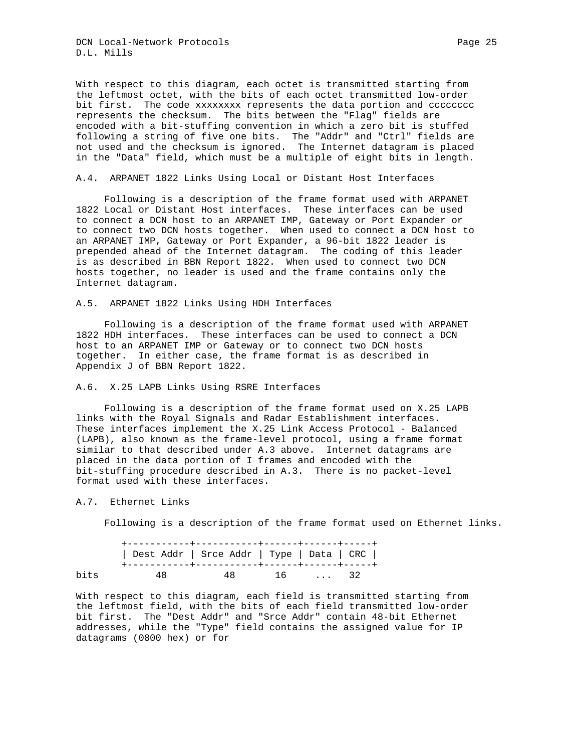With respect to this diagram, each octet is transmitted starting from the leftmost octet, with the bits of each octet transmitted low-order bit first. The code xxxxxxxx represents the data portion and cccccccc represents the checksum. The bits between the "Flag" fields are encoded with a bit-stuffing convention in which a zero bit is stuffed following a string of five one bits. The "Addr" and "Ctrl" fields are not used and the checksum is ignored. The Internet datagram is placed in the "Data" field, which must be a multiple of eight bits in length.

### A.4. ARPANET 1822 Links Using Local or Distant Host Interfaces

Following is a description of the frame format used with ARPANET 1822 Local or Distant Host interfaces. These interfaces can be used to connect a DCN host to an ARPANET IMP, Gateway or Port Expander or to connect two DCN hosts together. When used to connect a DCN host to an ARPANET IMP, Gateway or Port Expander, a 96-bit 1822 leader is prepended ahead of the Internet datagram. The coding of this leader is as described in BBN Report 1822. When used to connect two DCN hosts together, no leader is used and the frame contains only the Internet datagram.

### A.5. ARPANET 1822 Links Using HDH Interfaces

Following is a description of the frame format used with ARPANET 1822 HDH interfaces. These interfaces can be used to connect a DCN host to an ARPANET IMP or Gateway or to connect two DCN hosts together. In either case, the frame format is as described in Appendix J of BBN Report 1822.

### A.6. X.25 LAPB Links Using RSRE Interfaces

Following is a description of the frame format used on X.25 LAPB links with the Royal Signals and Radar Establishment interfaces. These interfaces implement the X.25 Link Access Protocol - Balanced (LAPB), also known as the frame-level protocol, using a frame format similar to that described under A.3 above. Internet datagrams are placed in the data portion of I frames and encoded with the bit-stuffing procedure described in A.3. There is no packet-level format used with these interfaces.

### A.7. Ethernet Links

Following is a description of the frame format used on Ethernet links.

```
        +-----------+-----------+------+------+-----+
        | Dest Addr | Srce Addr | Type | Data | CRC |
        +-----------+-----------+------+------+-----+
bits         48          48       16     ...   32
```

With respect to this diagram, each field is transmitted starting from the leftmost field, with the bits of each field transmitted low-order bit first. The "Dest Addr" and "Srce Addr" contain 48-bit Ethernet addresses, while the "Type" field contains the assigned value for IP datagrams (0800 hex) or for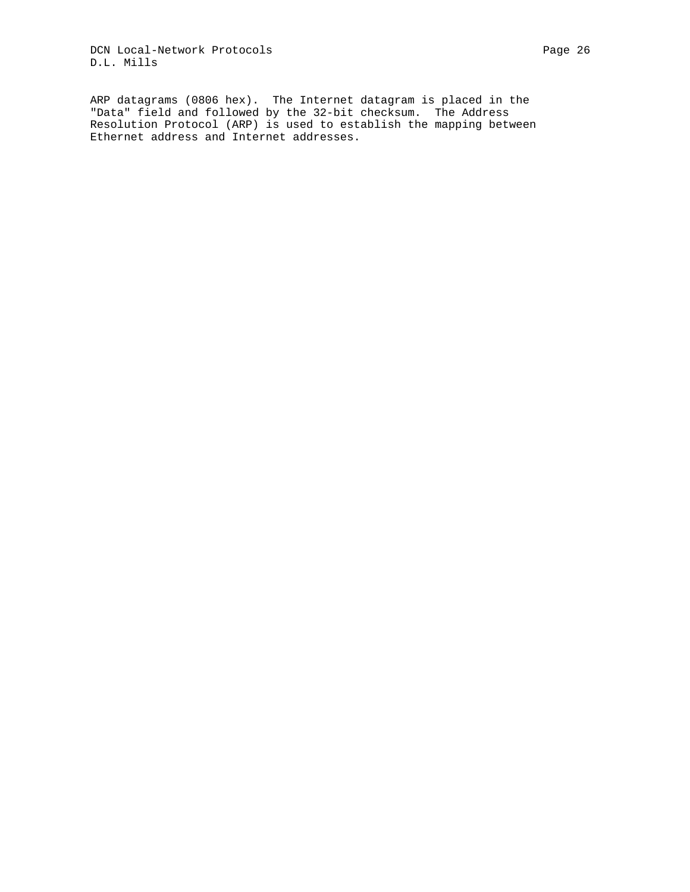ARP datagrams (0806 hex). The Internet datagram is placed in the "Data" field and followed by the 32-bit checksum. The Address Resolution Protocol (ARP) is used to establish the mapping between Ethernet address and Internet addresses.